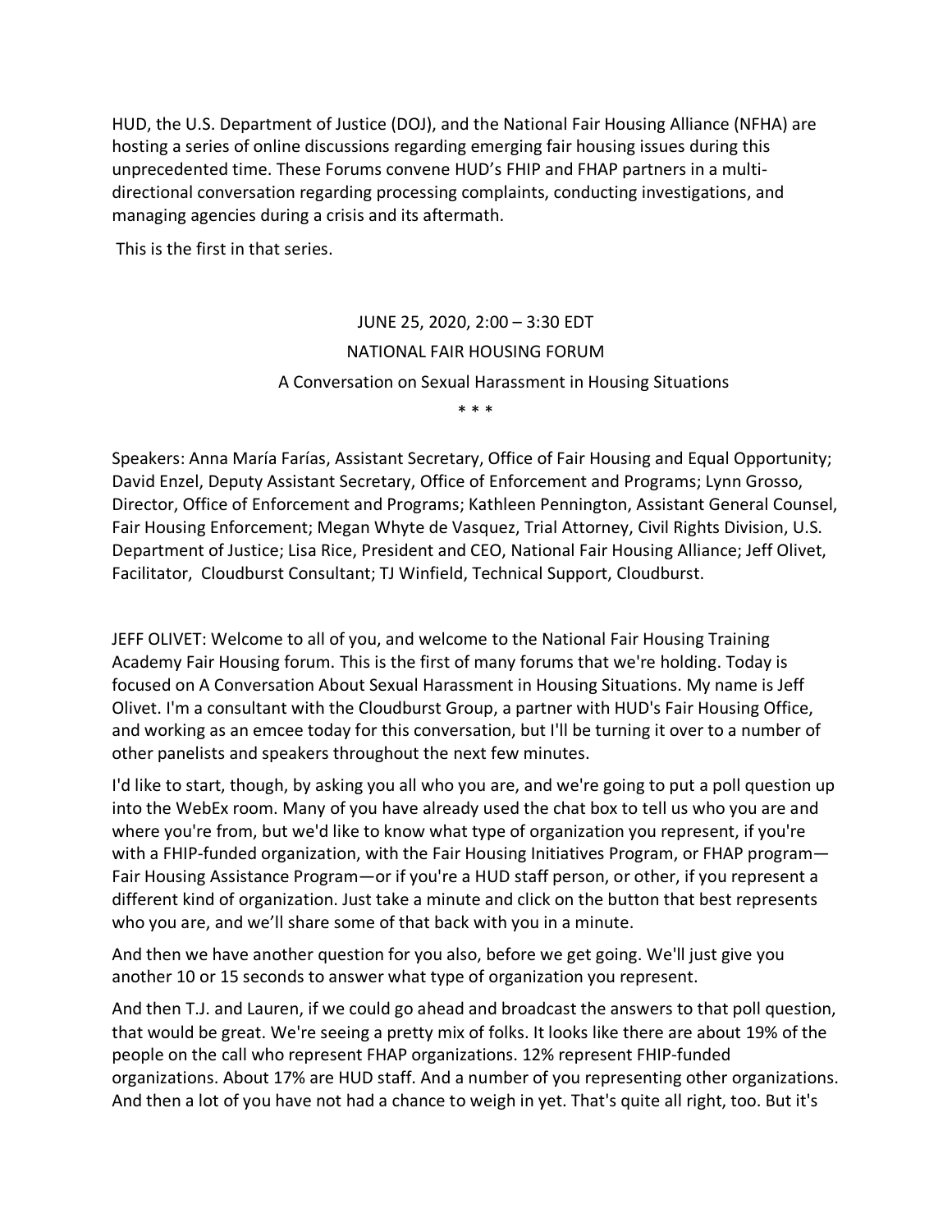HUD, the U.S. Department of Justice (DOJ), and the National Fair Housing Alliance (NFHA) are hosting a series of online discussions regarding emerging fair housing issues during this unprecedented time. These Forums convene HUD's FHIP and FHAP partners in a multi-directional conversation regarding processing complaints, conducting investigations, and managing agencies during a crisis and its aftermath.

This is the first in that series.

JUNE 25, 2020, 2:00 – 3:30 EDT

NATIONAL FAIR HOUSING FORUM

A Conversation on Sexual Harassment in Housing Situations

\* \* \*

Speakers: Anna María Farías, Assistant Secretary, Office of Fair Housing and Equal Opportunity; David Enzel, Deputy Assistant Secretary, Office of Enforcement and Programs; Lynn Grosso, Director, Office of Enforcement and Programs; Kathleen Pennington, Assistant General Counsel, Fair Housing Enforcement; Megan Whyte de Vasquez, Trial Attorney, Civil Rights Division, U.S. Department of Justice; Lisa Rice, President and CEO, National Fair Housing Alliance; Jeff Olivet, Facilitator, Cloudburst Consultant; TJ Winfield, Technical Support, Cloudburst.

JEFF OLIVET: Welcome to all of you, and welcome to the National Fair Housing Training Academy Fair Housing forum. This is the first of many forums that we're holding. Today is focused on A Conversation About Sexual Harassment in Housing Situations. My name is Jeff Olivet. I'm a consultant with the Cloudburst Group, a partner with HUD's Fair Housing Office, and working as an emcee today for this conversation, but I'll be turning it over to a number of other panelists and speakers throughout the next few minutes.

I'd like to start, though, by asking you all who you are, and we're going to put a poll question up into the WebEx room. Many of you have already used the chat box to tell us who you are and where you're from, but we'd like to know what type of organization you represent, if you're with a FHIP-funded organization, with the Fair Housing Initiatives Program, or FHAP program—Fair Housing Assistance Program—or if you're a HUD staff person, or other, if you represent a different kind of organization. Just take a minute and click on the button that best represents who you are, and we'll share some of that back with you in a minute.

And then we have another question for you also, before we get going. We'll just give you another 10 or 15 seconds to answer what type of organization you represent.

And then T.J. and Lauren, if we could go ahead and broadcast the answers to that poll question, that would be great. We're seeing a pretty mix of folks. It looks like there are about 19% of the people on the call who represent FHAP organizations. 12% represent FHIP-funded organizations. About 17% are HUD staff. And a number of you representing other organizations. And then a lot of you have not had a chance to weigh in yet. That's quite all right, too. But it's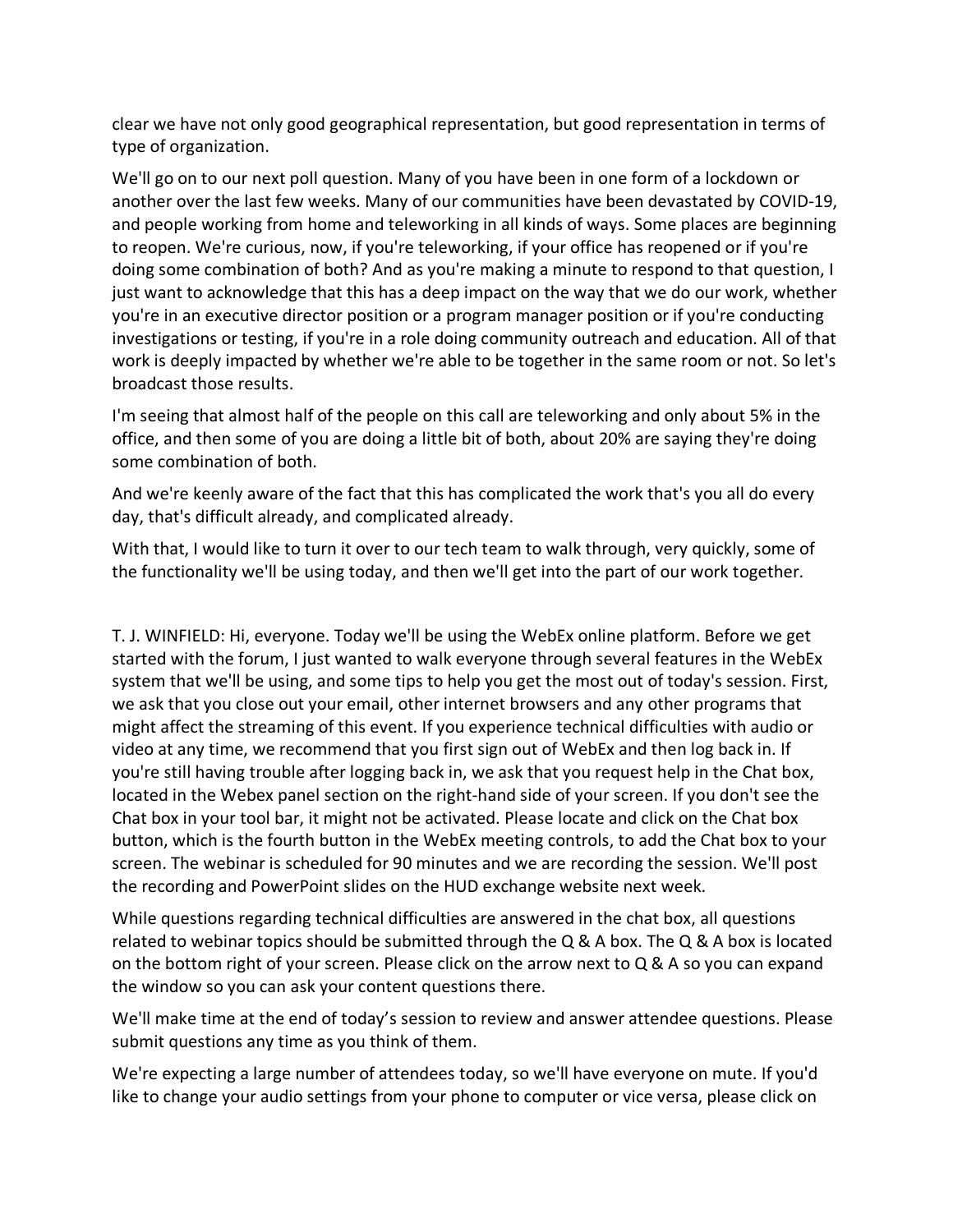clear we have not only good geographical representation, but good representation in terms of type of organization.

We'll go on to our next poll question. Many of you have been in one form of a lockdown or another over the last few weeks. Many of our communities have been devastated by COVID-19, and people working from home and teleworking in all kinds of ways. Some places are beginning to reopen. We're curious, now, if you're teleworking, if your office has reopened or if you're doing some combination of both? And as you're making a minute to respond to that question, I just want to acknowledge that this has a deep impact on the way that we do our work, whether you're in an executive director position or a program manager position or if you're conducting investigations or testing, if you're in a role doing community outreach and education. All of that work is deeply impacted by whether we're able to be together in the same room or not. So let's broadcast those results.

I'm seeing that almost half of the people on this call are teleworking and only about 5% in the office, and then some of you are doing a little bit of both, about 20% are saying they're doing some combination of both.

And we're keenly aware of the fact that this has complicated the work that's you all do every day, that's difficult already, and complicated already.

With that, I would like to turn it over to our tech team to walk through, very quickly, some of the functionality we'll be using today, and then we'll get into the part of our work together.

T. J. WINFIELD: Hi, everyone. Today we'll be using the WebEx online platform. Before we get started with the forum, I just wanted to walk everyone through several features in the WebEx system that we'll be using, and some tips to help you get the most out of today's session. First, we ask that you close out your email, other internet browsers and any other programs that might affect the streaming of this event. If you experience technical difficulties with audio or video at any time, we recommend that you first sign out of WebEx and then log back in. If you're still having trouble after logging back in, we ask that you request help in the Chat box, located in the Webex panel section on the right-hand side of your screen. If you don't see the Chat box in your tool bar, it might not be activated. Please locate and click on the Chat box button, which is the fourth button in the WebEx meeting controls, to add the Chat box to your screen. The webinar is scheduled for 90 minutes and we are recording the session. We'll post the recording and PowerPoint slides on the HUD exchange website next week.

While questions regarding technical difficulties are answered in the chat box, all questions related to webinar topics should be submitted through the Q & A box. The Q & A box is located on the bottom right of your screen. Please click on the arrow next to Q & A so you can expand the window so you can ask your content questions there.

We'll make time at the end of today's session to review and answer attendee questions. Please submit questions any time as you think of them.

We're expecting a large number of attendees today, so we'll have everyone on mute. If you'd like to change your audio settings from your phone to computer or vice versa, please click on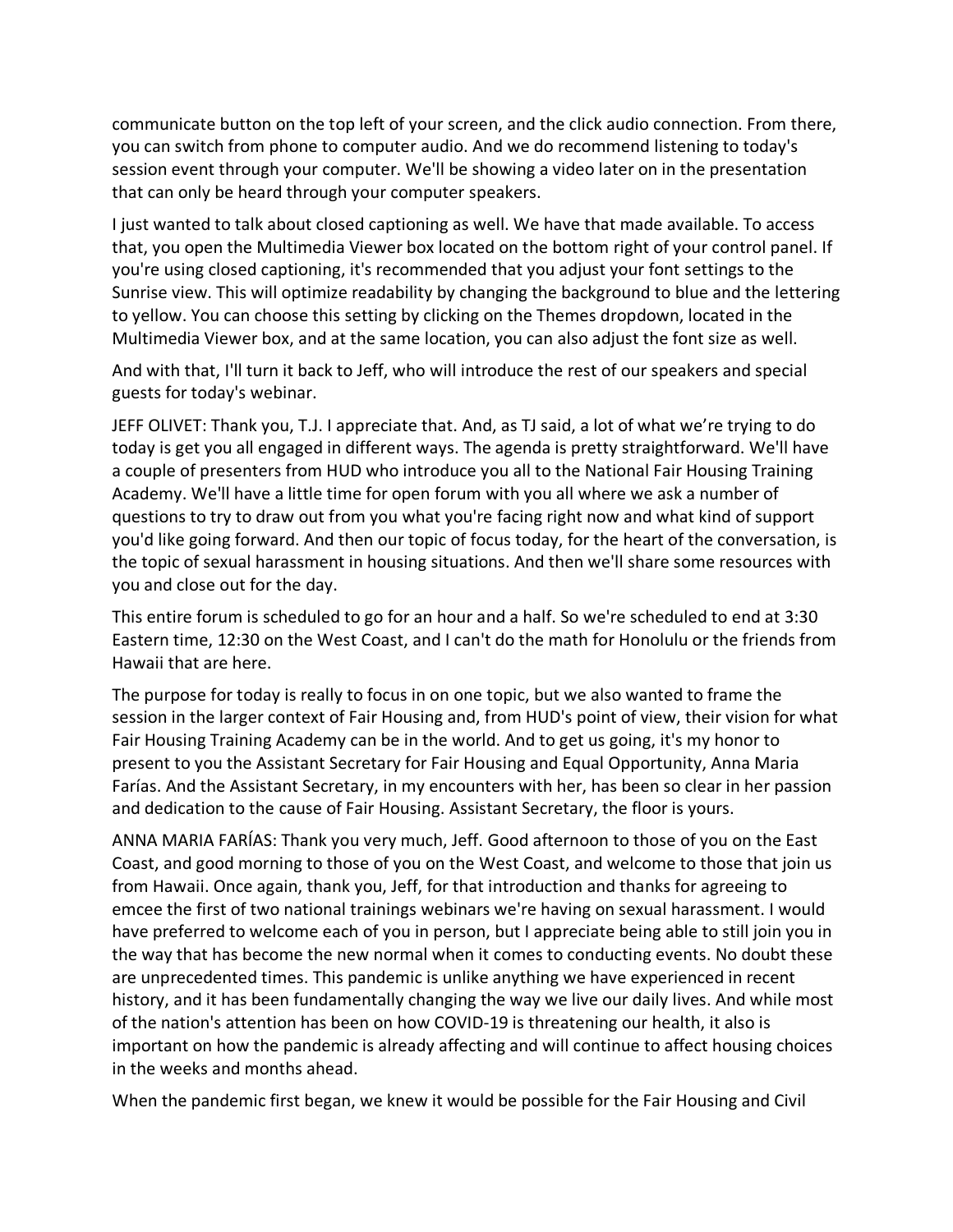communicate button on the top left of your screen, and the click audio connection. From there, you can switch from phone to computer audio. And we do recommend listening to today's session event through your computer. We'll be showing a video later on in the presentation that can only be heard through your computer speakers.

I just wanted to talk about closed captioning as well. We have that made available. To access that, you open the Multimedia Viewer box located on the bottom right of your control panel. If you're using closed captioning, it's recommended that you adjust your font settings to the Sunrise view. This will optimize readability by changing the background to blue and the lettering to yellow. You can choose this setting by clicking on the Themes dropdown, located in the Multimedia Viewer box, and at the same location, you can also adjust the font size as well.

And with that, I'll turn it back to Jeff, who will introduce the rest of our speakers and special guests for today's webinar.

JEFF OLIVET: Thank you, T.J. I appreciate that. And, as TJ said, a lot of what we're trying to do today is get you all engaged in different ways. The agenda is pretty straightforward. We'll have a couple of presenters from HUD who introduce you all to the National Fair Housing Training Academy. We'll have a little time for open forum with you all where we ask a number of questions to try to draw out from you what you're facing right now and what kind of support you'd like going forward. And then our topic of focus today, for the heart of the conversation, is the topic of sexual harassment in housing situations. And then we'll share some resources with you and close out for the day.

This entire forum is scheduled to go for an hour and a half. So we're scheduled to end at 3:30 Eastern time, 12:30 on the West Coast, and I can't do the math for Honolulu or the friends from Hawaii that are here.

The purpose for today is really to focus in on one topic, but we also wanted to frame the session in the larger context of Fair Housing and, from HUD's point of view, their vision for what Fair Housing Training Academy can be in the world. And to get us going, it's my honor to present to you the Assistant Secretary for Fair Housing and Equal Opportunity, Anna Maria Farías. And the Assistant Secretary, in my encounters with her, has been so clear in her passion and dedication to the cause of Fair Housing. Assistant Secretary, the floor is yours.

ANNA MARIA FARÍAS: Thank you very much, Jeff. Good afternoon to those of you on the East Coast, and good morning to those of you on the West Coast, and welcome to those that join us from Hawaii. Once again, thank you, Jeff, for that introduction and thanks for agreeing to emcee the first of two national trainings webinars we're having on sexual harassment. I would have preferred to welcome each of you in person, but I appreciate being able to still join you in the way that has become the new normal when it comes to conducting events. No doubt these are unprecedented times. This pandemic is unlike anything we have experienced in recent history, and it has been fundamentally changing the way we live our daily lives. And while most of the nation's attention has been on how COVID-19 is threatening our health, it also is important on how the pandemic is already affecting and will continue to affect housing choices in the weeks and months ahead.

When the pandemic first began, we knew it would be possible for the Fair Housing and Civil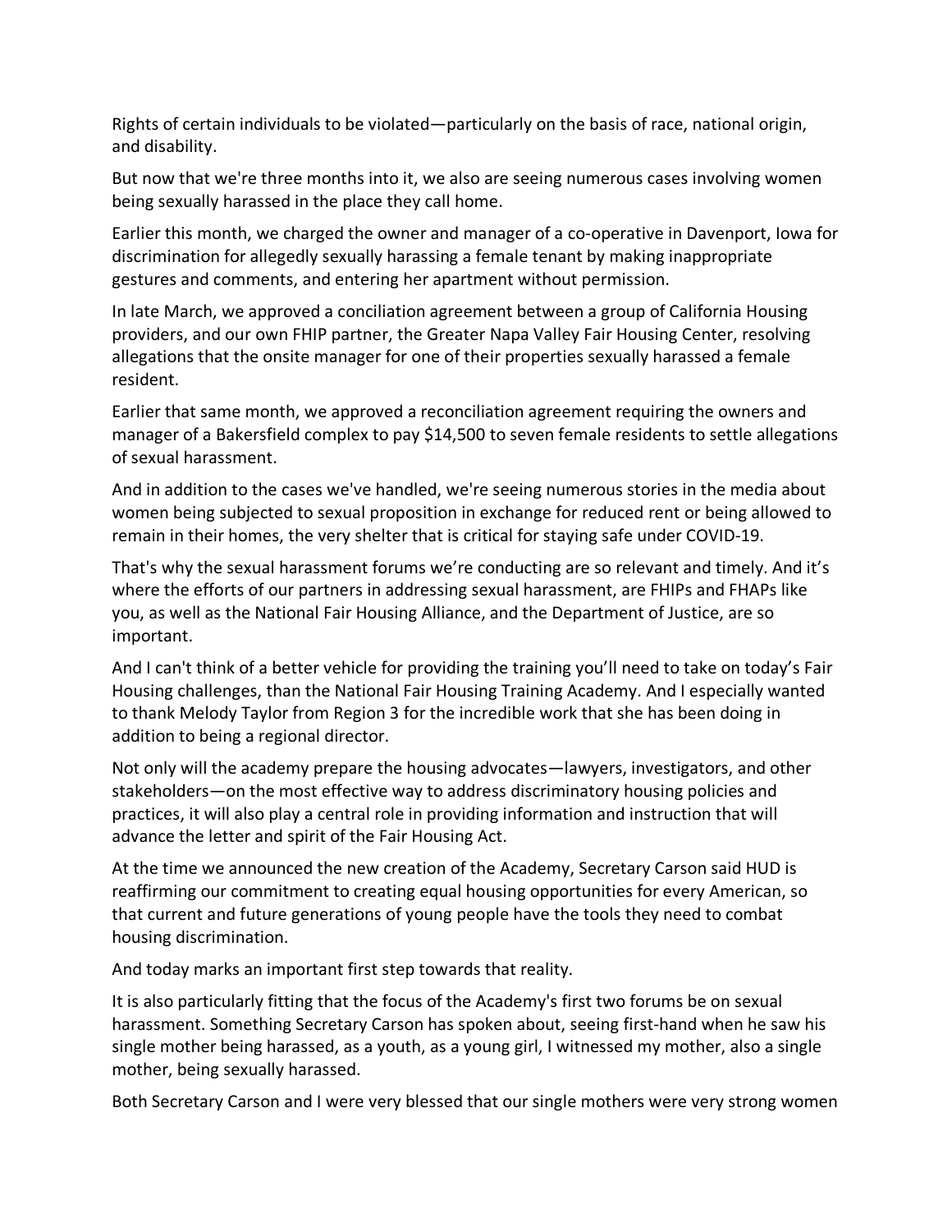Rights of certain individuals to be violated—particularly on the basis of race, national origin, and disability.

But now that we're three months into it, we also are seeing numerous cases involving women being sexually harassed in the place they call home.

Earlier this month, we charged the owner and manager of a co-operative in Davenport, Iowa for discrimination for allegedly sexually harassing a female tenant by making inappropriate gestures and comments, and entering her apartment without permission.

In late March, we approved a conciliation agreement between a group of California Housing providers, and our own FHIP partner, the Greater Napa Valley Fair Housing Center, resolving allegations that the onsite manager for one of their properties sexually harassed a female resident.

Earlier that same month, we approved a reconciliation agreement requiring the owners and manager of a Bakersfield complex to pay $14,500 to seven female residents to settle allegations of sexual harassment.

And in addition to the cases we've handled, we're seeing numerous stories in the media about women being subjected to sexual proposition in exchange for reduced rent or being allowed to remain in their homes, the very shelter that is critical for staying safe under COVID-19.

That's why the sexual harassment forums we're conducting are so relevant and timely. And it's where the efforts of our partners in addressing sexual harassment, are FHIPs and FHAPs like you, as well as the National Fair Housing Alliance, and the Department of Justice, are so important.

And I can't think of a better vehicle for providing the training you'll need to take on today's Fair Housing challenges, than the National Fair Housing Training Academy. And I especially wanted to thank Melody Taylor from Region 3 for the incredible work that she has been doing in addition to being a regional director.

Not only will the academy prepare the housing advocates—lawyers, investigators, and other stakeholders—on the most effective way to address discriminatory housing policies and practices, it will also play a central role in providing information and instruction that will advance the letter and spirit of the Fair Housing Act.

At the time we announced the new creation of the Academy, Secretary Carson said HUD is reaffirming our commitment to creating equal housing opportunities for every American, so that current and future generations of young people have the tools they need to combat housing discrimination.

And today marks an important first step towards that reality.

It is also particularly fitting that the focus of the Academy's first two forums be on sexual harassment. Something Secretary Carson has spoken about, seeing first-hand when he saw his single mother being harassed, as a youth, as a young girl, I witnessed my mother, also a single mother, being sexually harassed.

Both Secretary Carson and I were very blessed that our single mothers were very strong women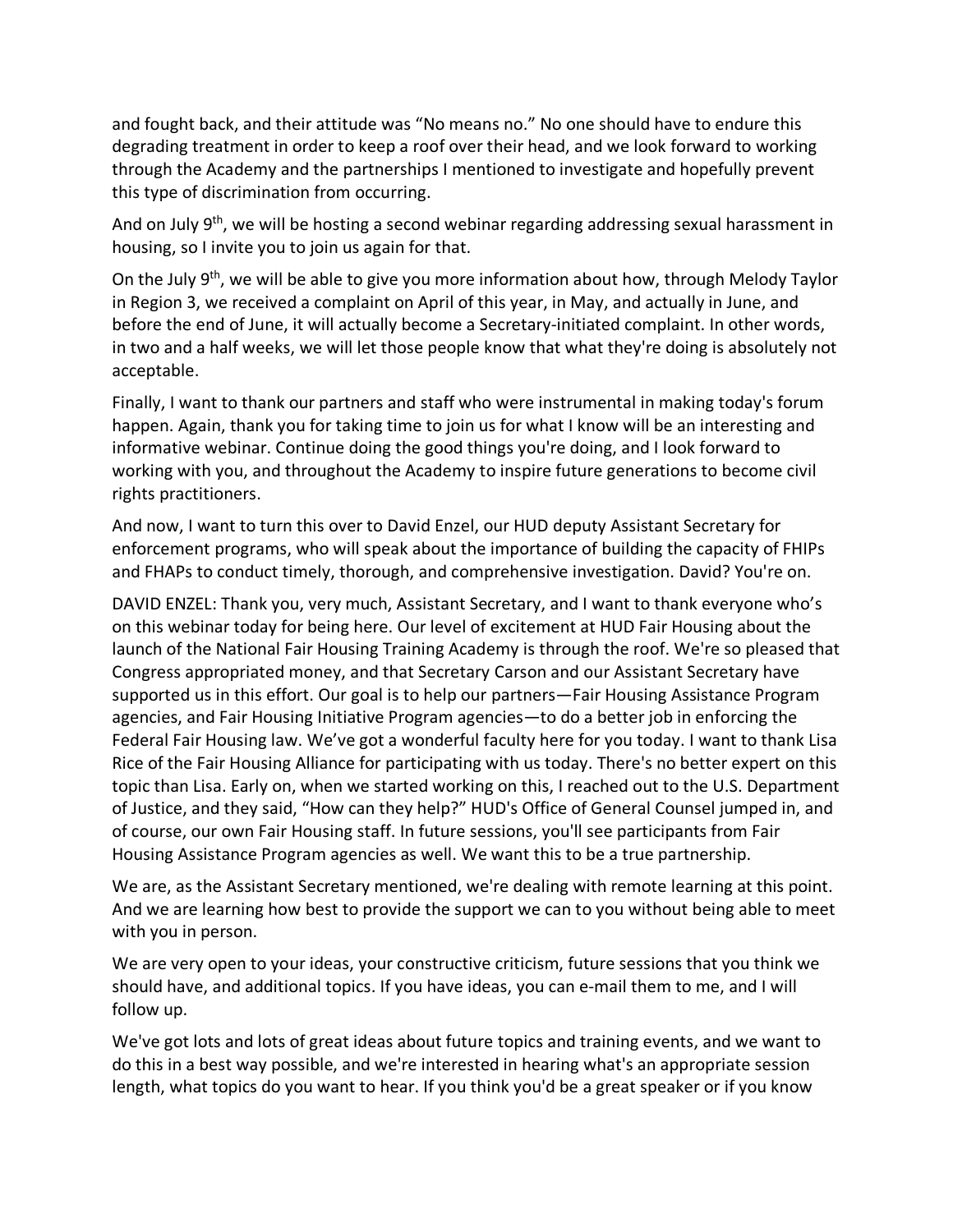and fought back, and their attitude was "No means no." No one should have to endure this degrading treatment in order to keep a roof over their head, and we look forward to working through the Academy and the partnerships I mentioned to investigate and hopefully prevent this type of discrimination from occurring.

And on July 9th, we will be hosting a second webinar regarding addressing sexual harassment in housing, so I invite you to join us again for that.

On the July 9th, we will be able to give you more information about how, through Melody Taylor in Region 3, we received a complaint on April of this year, in May, and actually in June, and before the end of June, it will actually become a Secretary-initiated complaint. In other words, in two and a half weeks, we will let those people know that what they're doing is absolutely not acceptable.

Finally, I want to thank our partners and staff who were instrumental in making today's forum happen. Again, thank you for taking time to join us for what I know will be an interesting and informative webinar. Continue doing the good things you're doing, and I look forward to working with you, and throughout the Academy to inspire future generations to become civil rights practitioners.

And now, I want to turn this over to David Enzel, our HUD deputy Assistant Secretary for enforcement programs, who will speak about the importance of building the capacity of FHIPs and FHAPs to conduct timely, thorough, and comprehensive investigation. David? You're on.

DAVID ENZEL: Thank you, very much, Assistant Secretary, and I want to thank everyone who's on this webinar today for being here. Our level of excitement at HUD Fair Housing about the launch of the National Fair Housing Training Academy is through the roof. We're so pleased that Congress appropriated money, and that Secretary Carson and our Assistant Secretary have supported us in this effort. Our goal is to help our partners—Fair Housing Assistance Program agencies, and Fair Housing Initiative Program agencies—to do a better job in enforcing the Federal Fair Housing law. We've got a wonderful faculty here for you today. I want to thank Lisa Rice of the Fair Housing Alliance for participating with us today. There's no better expert on this topic than Lisa. Early on, when we started working on this, I reached out to the U.S. Department of Justice, and they said, "How can they help?" HUD's Office of General Counsel jumped in, and of course, our own Fair Housing staff. In future sessions, you'll see participants from Fair Housing Assistance Program agencies as well. We want this to be a true partnership.

We are, as the Assistant Secretary mentioned, we're dealing with remote learning at this point. And we are learning how best to provide the support we can to you without being able to meet with you in person.

We are very open to your ideas, your constructive criticism, future sessions that you think we should have, and additional topics. If you have ideas, you can e-mail them to me, and I will follow up.

We've got lots and lots of great ideas about future topics and training events, and we want to do this in a best way possible, and we're interested in hearing what's an appropriate session length, what topics do you want to hear. If you think you'd be a great speaker or if you know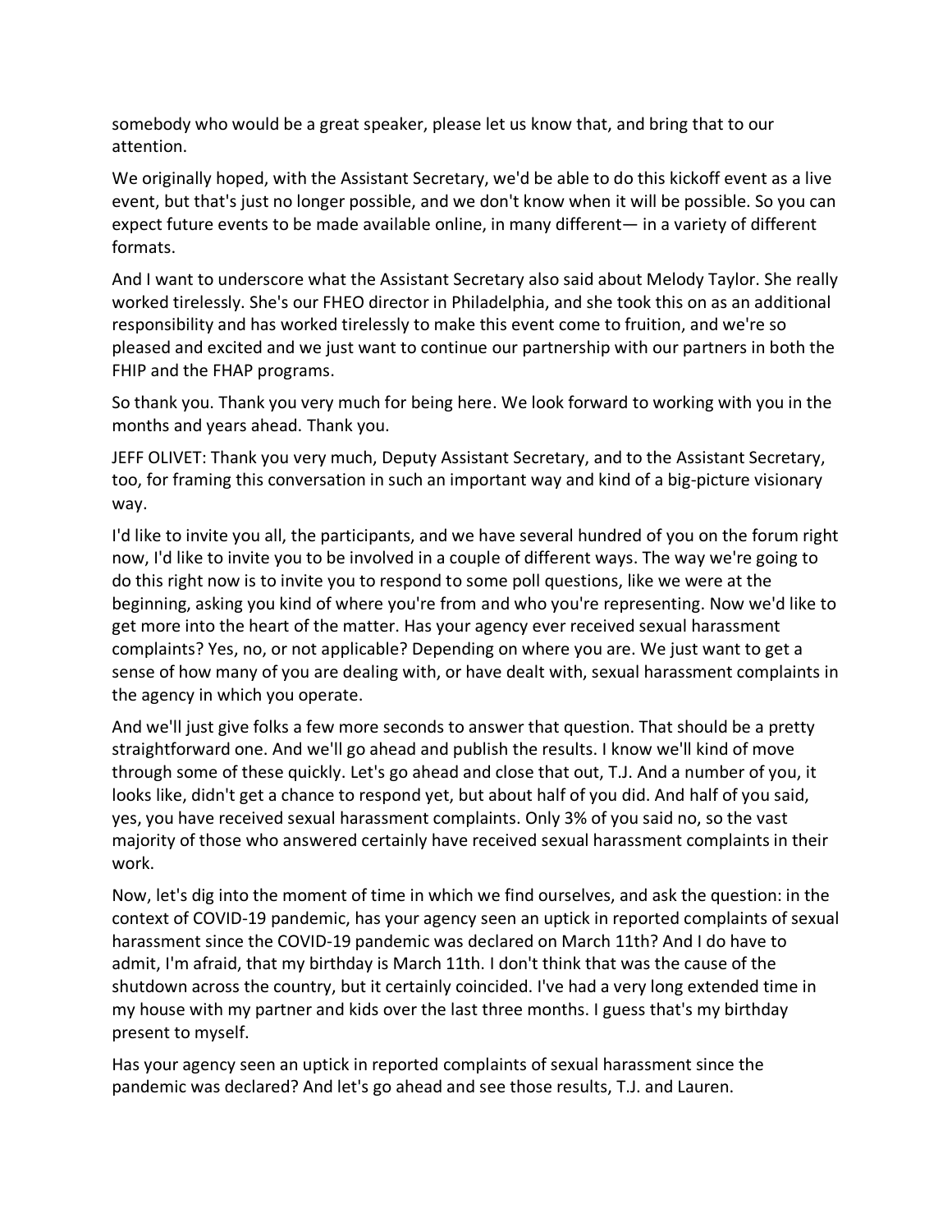somebody who would be a great speaker, please let us know that, and bring that to our attention.

We originally hoped, with the Assistant Secretary, we'd be able to do this kickoff event as a live event, but that's just no longer possible, and we don't know when it will be possible. So you can expect future events to be made available online, in many different— in a variety of different formats.

And I want to underscore what the Assistant Secretary also said about Melody Taylor. She really worked tirelessly. She's our FHEO director in Philadelphia, and she took this on as an additional responsibility and has worked tirelessly to make this event come to fruition, and we're so pleased and excited and we just want to continue our partnership with our partners in both the FHIP and the FHAP programs.

So thank you. Thank you very much for being here. We look forward to working with you in the months and years ahead. Thank you.

JEFF OLIVET: Thank you very much, Deputy Assistant Secretary, and to the Assistant Secretary, too, for framing this conversation in such an important way and kind of a big-picture visionary way.

I'd like to invite you all, the participants, and we have several hundred of you on the forum right now, I'd like to invite you to be involved in a couple of different ways. The way we're going to do this right now is to invite you to respond to some poll questions, like we were at the beginning, asking you kind of where you're from and who you're representing. Now we'd like to get more into the heart of the matter. Has your agency ever received sexual harassment complaints? Yes, no, or not applicable? Depending on where you are. We just want to get a sense of how many of you are dealing with, or have dealt with, sexual harassment complaints in the agency in which you operate.

And we'll just give folks a few more seconds to answer that question. That should be a pretty straightforward one. And we'll go ahead and publish the results. I know we'll kind of move through some of these quickly. Let's go ahead and close that out, T.J. And a number of you, it looks like, didn't get a chance to respond yet, but about half of you did. And half of you said, yes, you have received sexual harassment complaints. Only 3% of you said no, so the vast majority of those who answered certainly have received sexual harassment complaints in their work.

Now, let's dig into the moment of time in which we find ourselves, and ask the question: in the context of COVID-19 pandemic, has your agency seen an uptick in reported complaints of sexual harassment since the COVID-19 pandemic was declared on March 11th? And I do have to admit, I'm afraid, that my birthday is March 11th. I don't think that was the cause of the shutdown across the country, but it certainly coincided. I've had a very long extended time in my house with my partner and kids over the last three months. I guess that's my birthday present to myself.

Has your agency seen an uptick in reported complaints of sexual harassment since the pandemic was declared? And let's go ahead and see those results, T.J. and Lauren.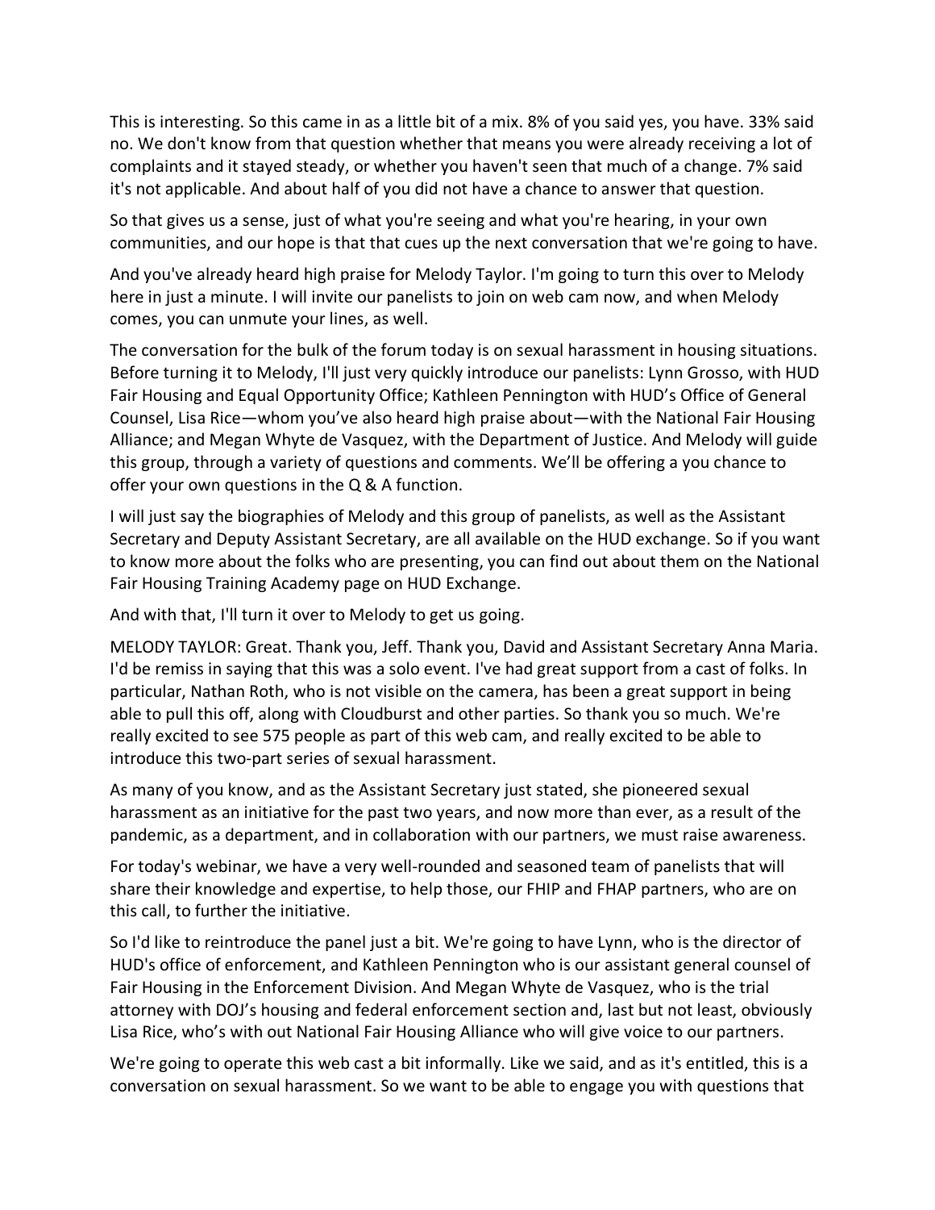This is interesting. So this came in as a little bit of a mix. 8% of you said yes, you have. 33% said no. We don't know from that question whether that means you were already receiving a lot of complaints and it stayed steady, or whether you haven't seen that much of a change. 7% said it's not applicable. And about half of you did not have a chance to answer that question.

So that gives us a sense, just of what you're seeing and what you're hearing, in your own communities, and our hope is that that cues up the next conversation that we're going to have.

And you've already heard high praise for Melody Taylor. I'm going to turn this over to Melody here in just a minute. I will invite our panelists to join on web cam now, and when Melody comes, you can unmute your lines, as well.

The conversation for the bulk of the forum today is on sexual harassment in housing situations. Before turning it to Melody, I'll just very quickly introduce our panelists: Lynn Grosso, with HUD Fair Housing and Equal Opportunity Office; Kathleen Pennington with HUD's Office of General Counsel, Lisa Rice—whom you've also heard high praise about—with the National Fair Housing Alliance; and Megan Whyte de Vasquez, with the Department of Justice. And Melody will guide this group, through a variety of questions and comments. We'll be offering a you chance to offer your own questions in the Q & A function.

I will just say the biographies of Melody and this group of panelists, as well as the Assistant Secretary and Deputy Assistant Secretary, are all available on the HUD exchange. So if you want to know more about the folks who are presenting, you can find out about them on the National Fair Housing Training Academy page on HUD Exchange.

And with that, I'll turn it over to Melody to get us going.

MELODY TAYLOR: Great. Thank you, Jeff. Thank you, David and Assistant Secretary Anna Maria. I'd be remiss in saying that this was a solo event. I've had great support from a cast of folks. In particular, Nathan Roth, who is not visible on the camera, has been a great support in being able to pull this off, along with Cloudburst and other parties. So thank you so much. We're really excited to see 575 people as part of this web cam, and really excited to be able to introduce this two-part series of sexual harassment.

As many of you know, and as the Assistant Secretary just stated, she pioneered sexual harassment as an initiative for the past two years, and now more than ever, as a result of the pandemic, as a department, and in collaboration with our partners, we must raise awareness.

For today's webinar, we have a very well-rounded and seasoned team of panelists that will share their knowledge and expertise, to help those, our FHIP and FHAP partners, who are on this call, to further the initiative.

So I'd like to reintroduce the panel just a bit. We're going to have Lynn, who is the director of HUD's office of enforcement, and Kathleen Pennington who is our assistant general counsel of Fair Housing in the Enforcement Division. And Megan Whyte de Vasquez, who is the trial attorney with DOJ's housing and federal enforcement section and, last but not least, obviously Lisa Rice, who's with out National Fair Housing Alliance who will give voice to our partners.

We're going to operate this web cast a bit informally. Like we said, and as it's entitled, this is a conversation on sexual harassment. So we want to be able to engage you with questions that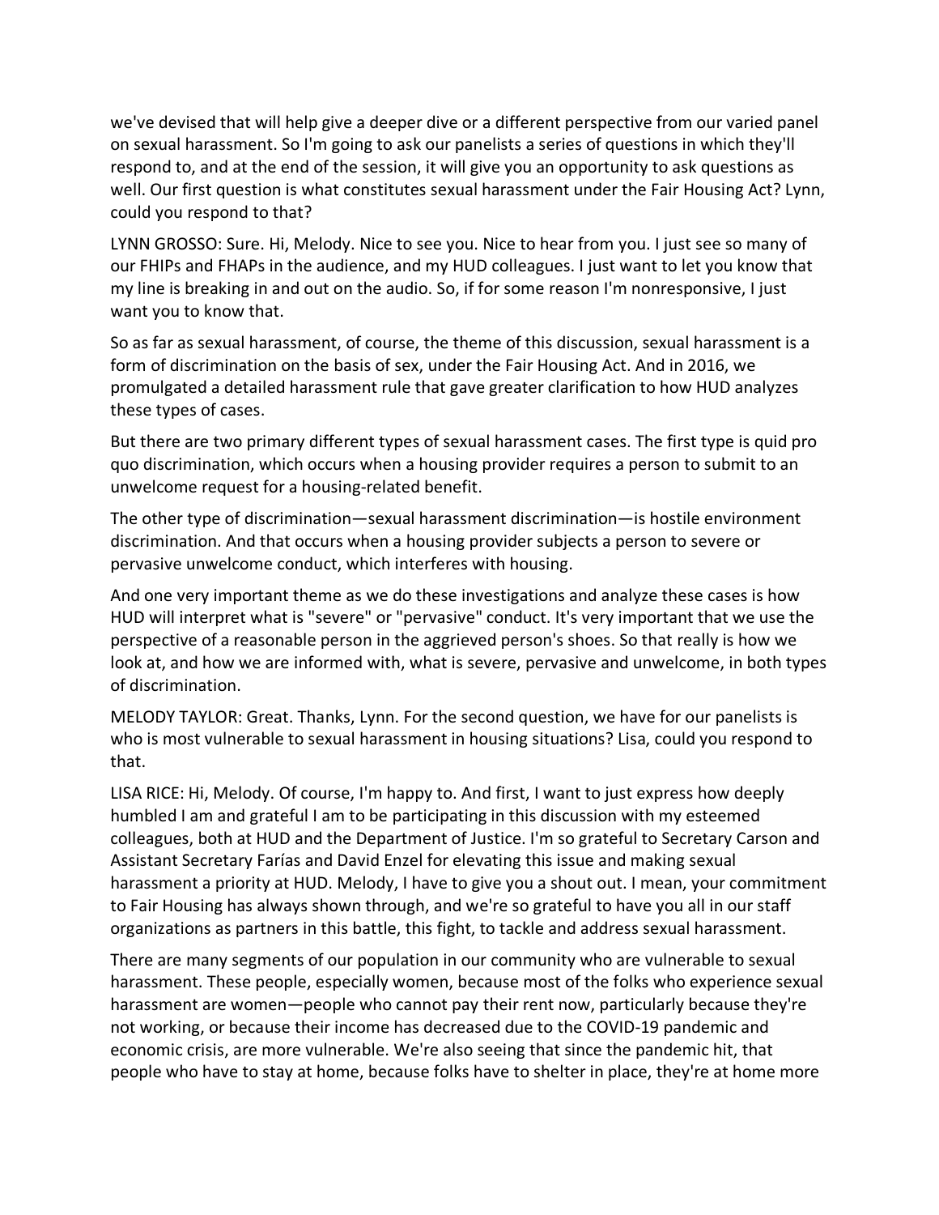we've devised that will help give a deeper dive or a different perspective from our varied panel on sexual harassment. So I'm going to ask our panelists a series of questions in which they'll respond to, and at the end of the session, it will give you an opportunity to ask questions as well. Our first question is what constitutes sexual harassment under the Fair Housing Act? Lynn, could you respond to that?

LYNN GROSSO: Sure. Hi, Melody. Nice to see you. Nice to hear from you. I just see so many of our FHIPs and FHAPs in the audience, and my HUD colleagues. I just want to let you know that my line is breaking in and out on the audio. So, if for some reason I'm nonresponsive, I just want you to know that.

So as far as sexual harassment, of course, the theme of this discussion, sexual harassment is a form of discrimination on the basis of sex, under the Fair Housing Act. And in 2016, we promulgated a detailed harassment rule that gave greater clarification to how HUD analyzes these types of cases.

But there are two primary different types of sexual harassment cases. The first type is quid pro quo discrimination, which occurs when a housing provider requires a person to submit to an unwelcome request for a housing-related benefit.

The other type of discrimination—sexual harassment discrimination—is hostile environment discrimination. And that occurs when a housing provider subjects a person to severe or pervasive unwelcome conduct, which interferes with housing.

And one very important theme as we do these investigations and analyze these cases is how HUD will interpret what is "severe" or "pervasive" conduct. It's very important that we use the perspective of a reasonable person in the aggrieved person's shoes. So that really is how we look at, and how we are informed with, what is severe, pervasive and unwelcome, in both types of discrimination.

MELODY TAYLOR: Great. Thanks, Lynn. For the second question, we have for our panelists is who is most vulnerable to sexual harassment in housing situations? Lisa, could you respond to that.

LISA RICE: Hi, Melody. Of course, I'm happy to. And first, I want to just express how deeply humbled I am and grateful I am to be participating in this discussion with my esteemed colleagues, both at HUD and the Department of Justice. I'm so grateful to Secretary Carson and Assistant Secretary Farías and David Enzel for elevating this issue and making sexual harassment a priority at HUD. Melody, I have to give you a shout out. I mean, your commitment to Fair Housing has always shown through, and we're so grateful to have you all in our staff organizations as partners in this battle, this fight, to tackle and address sexual harassment.

There are many segments of our population in our community who are vulnerable to sexual harassment. These people, especially women, because most of the folks who experience sexual harassment are women—people who cannot pay their rent now, particularly because they're not working, or because their income has decreased due to the COVID-19 pandemic and economic crisis, are more vulnerable. We're also seeing that since the pandemic hit, that people who have to stay at home, because folks have to shelter in place, they're at home more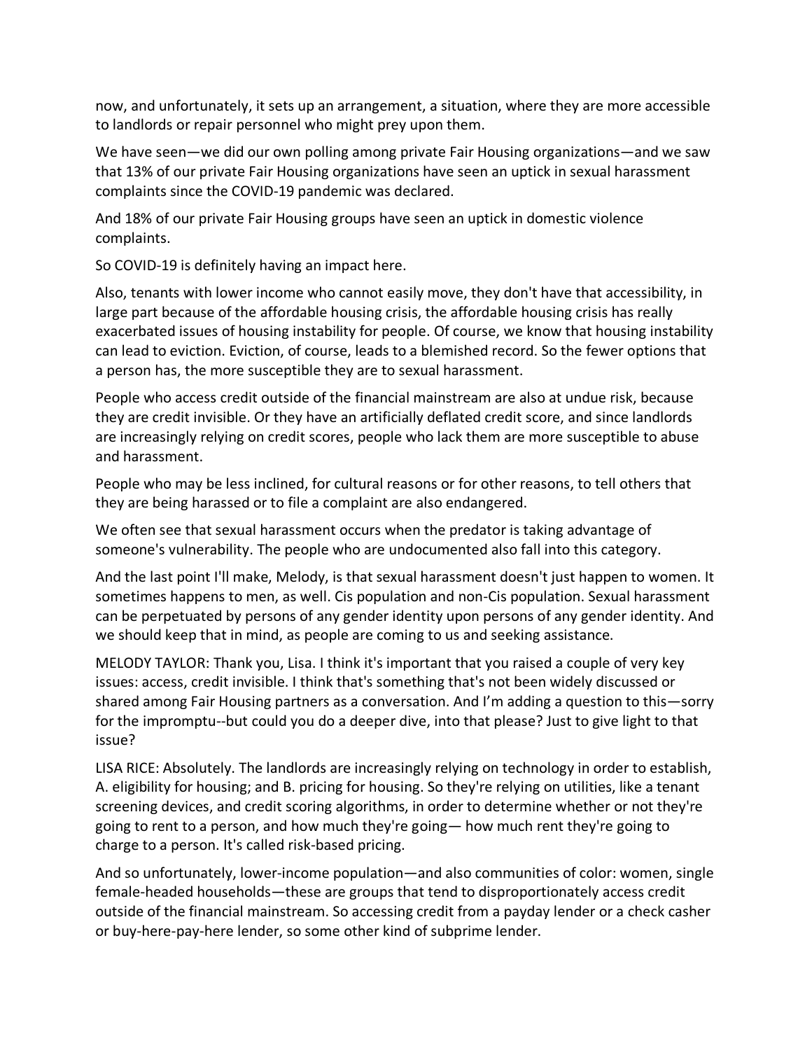now, and unfortunately, it sets up an arrangement, a situation, where they are more accessible to landlords or repair personnel who might prey upon them.

We have seen—we did our own polling among private Fair Housing organizations—and we saw that 13% of our private Fair Housing organizations have seen an uptick in sexual harassment complaints since the COVID-19 pandemic was declared.

And 18% of our private Fair Housing groups have seen an uptick in domestic violence complaints.

So COVID-19 is definitely having an impact here.

Also, tenants with lower income who cannot easily move, they don't have that accessibility, in large part because of the affordable housing crisis, the affordable housing crisis has really exacerbated issues of housing instability for people. Of course, we know that housing instability can lead to eviction. Eviction, of course, leads to a blemished record. So the fewer options that a person has, the more susceptible they are to sexual harassment.

People who access credit outside of the financial mainstream are also at undue risk, because they are credit invisible. Or they have an artificially deflated credit score, and since landlords are increasingly relying on credit scores, people who lack them are more susceptible to abuse and harassment.

People who may be less inclined, for cultural reasons or for other reasons, to tell others that they are being harassed or to file a complaint are also endangered.

We often see that sexual harassment occurs when the predator is taking advantage of someone's vulnerability. The people who are undocumented also fall into this category.

And the last point I'll make, Melody, is that sexual harassment doesn't just happen to women. It sometimes happens to men, as well. Cis population and non-Cis population. Sexual harassment can be perpetuated by persons of any gender identity upon persons of any gender identity. And we should keep that in mind, as people are coming to us and seeking assistance.

MELODY TAYLOR: Thank you, Lisa. I think it's important that you raised a couple of very key issues: access, credit invisible. I think that's something that's not been widely discussed or shared among Fair Housing partners as a conversation. And I'm adding a question to this—sorry for the impromptu--but could you do a deeper dive, into that please? Just to give light to that issue?

LISA RICE: Absolutely. The landlords are increasingly relying on technology in order to establish, A. eligibility for housing; and B. pricing for housing. So they're relying on utilities, like a tenant screening devices, and credit scoring algorithms, in order to determine whether or not they're going to rent to a person, and how much they're going— how much rent they're going to charge to a person. It's called risk-based pricing.

And so unfortunately, lower-income population—and also communities of color: women, single female-headed households—these are groups that tend to disproportionately access credit outside of the financial mainstream. So accessing credit from a payday lender or a check casher or buy-here-pay-here lender, so some other kind of subprime lender.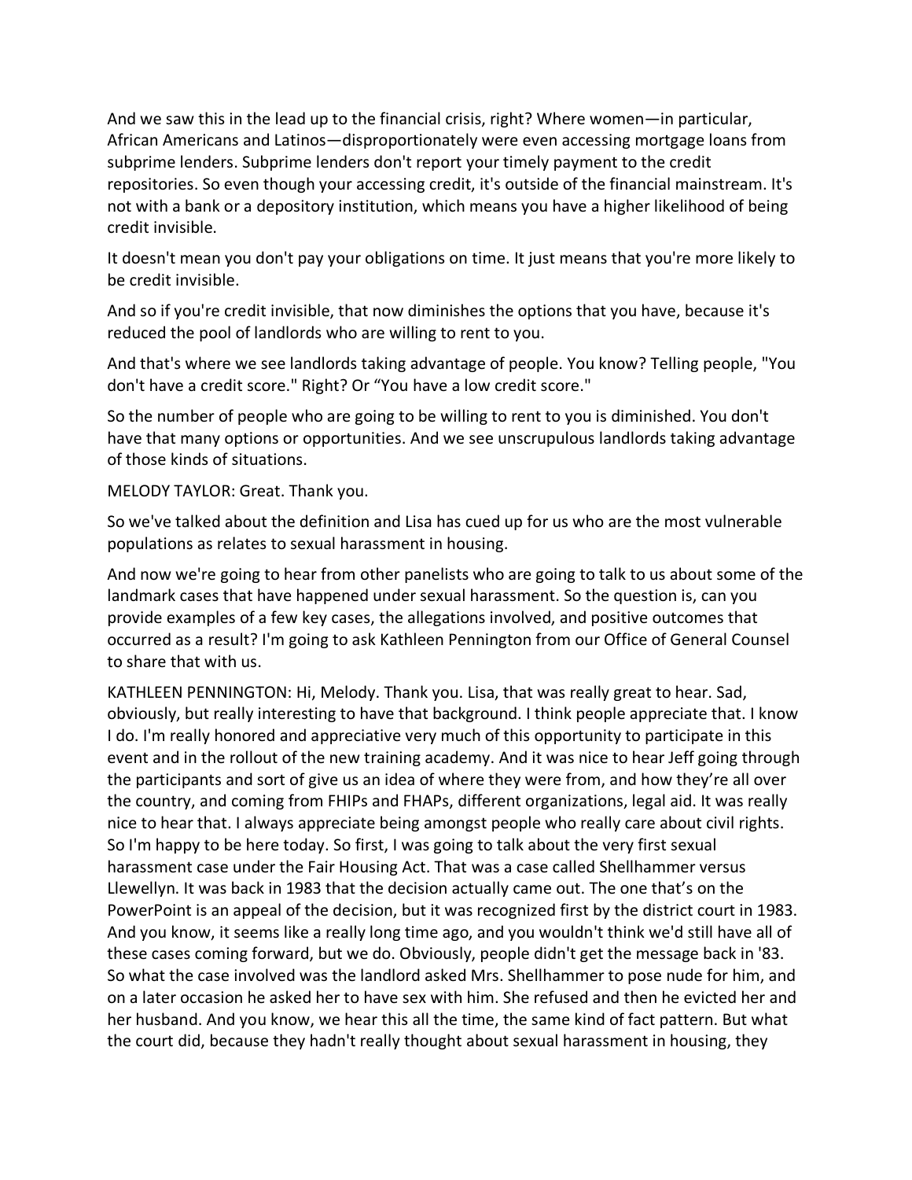And we saw this in the lead up to the financial crisis, right? Where women—in particular, African Americans and Latinos—disproportionately were even accessing mortgage loans from subprime lenders. Subprime lenders don't report your timely payment to the credit repositories. So even though your accessing credit, it's outside of the financial mainstream. It's not with a bank or a depository institution, which means you have a higher likelihood of being credit invisible.

It doesn't mean you don't pay your obligations on time. It just means that you're more likely to be credit invisible.

And so if you're credit invisible, that now diminishes the options that you have, because it's reduced the pool of landlords who are willing to rent to you.

And that's where we see landlords taking advantage of people. You know? Telling people, "You don't have a credit score." Right? Or "You have a low credit score."

So the number of people who are going to be willing to rent to you is diminished. You don't have that many options or opportunities. And we see unscrupulous landlords taking advantage of those kinds of situations.

MELODY TAYLOR: Great. Thank you.

So we've talked about the definition and Lisa has cued up for us who are the most vulnerable populations as relates to sexual harassment in housing.

And now we're going to hear from other panelists who are going to talk to us about some of the landmark cases that have happened under sexual harassment. So the question is, can you provide examples of a few key cases, the allegations involved, and positive outcomes that occurred as a result? I'm going to ask Kathleen Pennington from our Office of General Counsel to share that with us.

KATHLEEN PENNINGTON: Hi, Melody. Thank you. Lisa, that was really great to hear. Sad, obviously, but really interesting to have that background. I think people appreciate that. I know I do. I'm really honored and appreciative very much of this opportunity to participate in this event and in the rollout of the new training academy. And it was nice to hear Jeff going through the participants and sort of give us an idea of where they were from, and how they're all over the country, and coming from FHIPs and FHAPs, different organizations, legal aid. It was really nice to hear that. I always appreciate being amongst people who really care about civil rights. So I'm happy to be here today. So first, I was going to talk about the very first sexual harassment case under the Fair Housing Act. That was a case called Shellhammer versus Llewellyn. It was back in 1983 that the decision actually came out. The one that's on the PowerPoint is an appeal of the decision, but it was recognized first by the district court in 1983. And you know, it seems like a really long time ago, and you wouldn't think we'd still have all of these cases coming forward, but we do. Obviously, people didn't get the message back in '83. So what the case involved was the landlord asked Mrs. Shellhammer to pose nude for him, and on a later occasion he asked her to have sex with him. She refused and then he evicted her and her husband. And you know, we hear this all the time, the same kind of fact pattern. But what the court did, because they hadn't really thought about sexual harassment in housing, they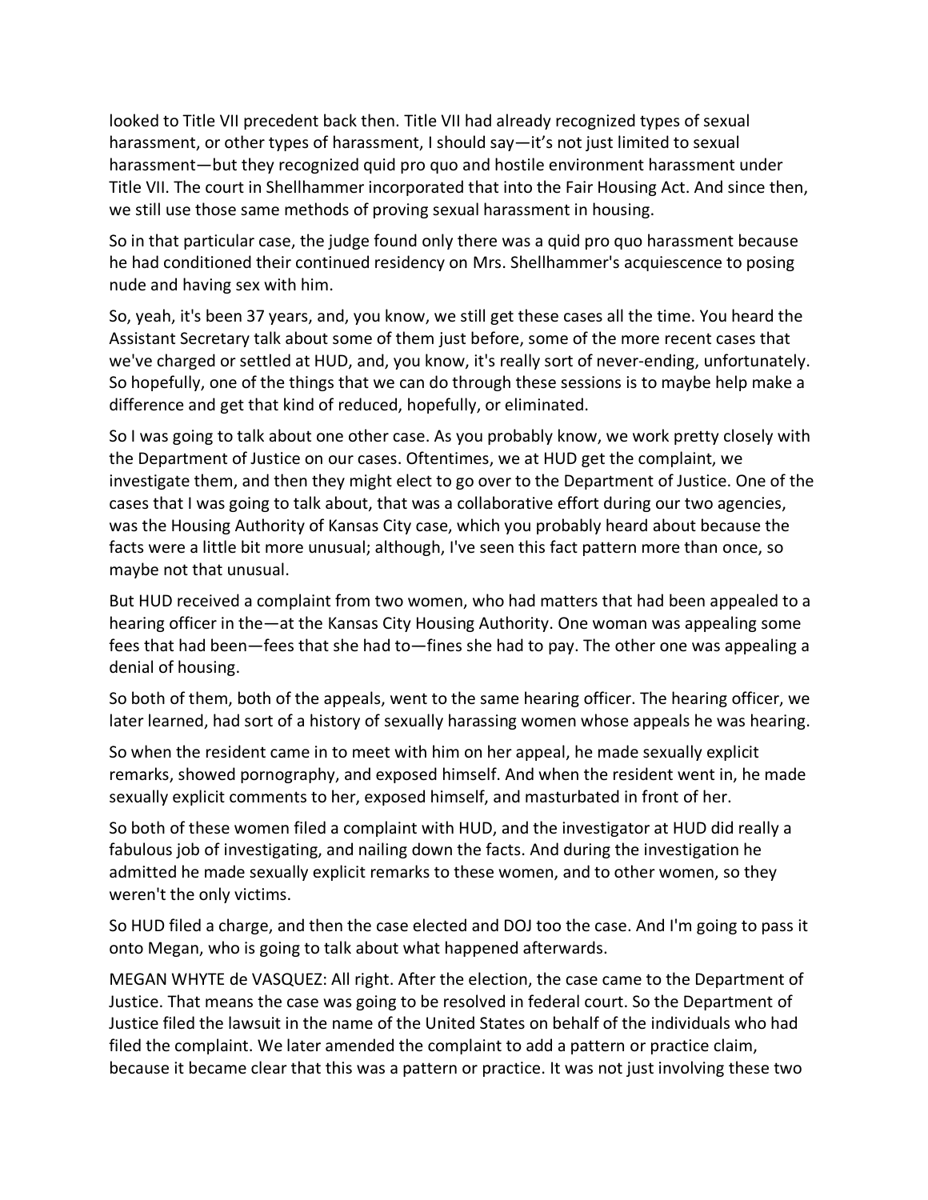looked to Title VII precedent back then. Title VII had already recognized types of sexual harassment, or other types of harassment, I should say—it's not just limited to sexual harassment—but they recognized quid pro quo and hostile environment harassment under Title VII. The court in Shellhammer incorporated that into the Fair Housing Act. And since then, we still use those same methods of proving sexual harassment in housing.

So in that particular case, the judge found only there was a quid pro quo harassment because he had conditioned their continued residency on Mrs. Shellhammer's acquiescence to posing nude and having sex with him.

So, yeah, it's been 37 years, and, you know, we still get these cases all the time. You heard the Assistant Secretary talk about some of them just before, some of the more recent cases that we've charged or settled at HUD, and, you know, it's really sort of never-ending, unfortunately. So hopefully, one of the things that we can do through these sessions is to maybe help make a difference and get that kind of reduced, hopefully, or eliminated.

So I was going to talk about one other case. As you probably know, we work pretty closely with the Department of Justice on our cases. Oftentimes, we at HUD get the complaint, we investigate them, and then they might elect to go over to the Department of Justice. One of the cases that I was going to talk about, that was a collaborative effort during our two agencies, was the Housing Authority of Kansas City case, which you probably heard about because the facts were a little bit more unusual; although, I've seen this fact pattern more than once, so maybe not that unusual.

But HUD received a complaint from two women, who had matters that had been appealed to a hearing officer in the—at the Kansas City Housing Authority. One woman was appealing some fees that had been—fees that she had to—fines she had to pay. The other one was appealing a denial of housing.

So both of them, both of the appeals, went to the same hearing officer. The hearing officer, we later learned, had sort of a history of sexually harassing women whose appeals he was hearing.

So when the resident came in to meet with him on her appeal, he made sexually explicit remarks, showed pornography, and exposed himself. And when the resident went in, he made sexually explicit comments to her, exposed himself, and masturbated in front of her.

So both of these women filed a complaint with HUD, and the investigator at HUD did really a fabulous job of investigating, and nailing down the facts. And during the investigation he admitted he made sexually explicit remarks to these women, and to other women, so they weren't the only victims.

So HUD filed a charge, and then the case elected and DOJ too the case. And I'm going to pass it onto Megan, who is going to talk about what happened afterwards.

MEGAN WHYTE de VASQUEZ: All right. After the election, the case came to the Department of Justice. That means the case was going to be resolved in federal court. So the Department of Justice filed the lawsuit in the name of the United States on behalf of the individuals who had filed the complaint. We later amended the complaint to add a pattern or practice claim, because it became clear that this was a pattern or practice. It was not just involving these two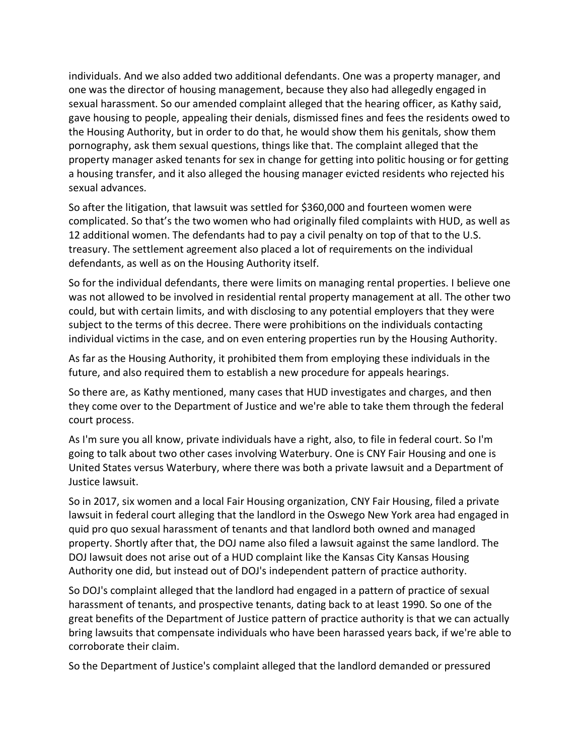individuals. And we also added two additional defendants. One was a property manager, and one was the director of housing management, because they also had allegedly engaged in sexual harassment. So our amended complaint alleged that the hearing officer, as Kathy said, gave housing to people, appealing their denials, dismissed fines and fees the residents owed to the Housing Authority, but in order to do that, he would show them his genitals, show them pornography, ask them sexual questions, things like that. The complaint alleged that the property manager asked tenants for sex in change for getting into politic housing or for getting a housing transfer, and it also alleged the housing manager evicted residents who rejected his sexual advances.

So after the litigation, that lawsuit was settled for $360,000 and fourteen women were complicated. So that's the two women who had originally filed complaints with HUD, as well as 12 additional women. The defendants had to pay a civil penalty on top of that to the U.S. treasury. The settlement agreement also placed a lot of requirements on the individual defendants, as well as on the Housing Authority itself.

So for the individual defendants, there were limits on managing rental properties. I believe one was not allowed to be involved in residential rental property management at all. The other two could, but with certain limits, and with disclosing to any potential employers that they were subject to the terms of this decree. There were prohibitions on the individuals contacting individual victims in the case, and on even entering properties run by the Housing Authority.

As far as the Housing Authority, it prohibited them from employing these individuals in the future, and also required them to establish a new procedure for appeals hearings.

So there are, as Kathy mentioned, many cases that HUD investigates and charges, and then they come over to the Department of Justice and we're able to take them through the federal court process.

As I'm sure you all know, private individuals have a right, also, to file in federal court. So I'm going to talk about two other cases involving Waterbury. One is CNY Fair Housing and one is United States versus Waterbury, where there was both a private lawsuit and a Department of Justice lawsuit.

So in 2017, six women and a local Fair Housing organization, CNY Fair Housing, filed a private lawsuit in federal court alleging that the landlord in the Oswego New York area had engaged in quid pro quo sexual harassment of tenants and that landlord both owned and managed property. Shortly after that, the DOJ name also filed a lawsuit against the same landlord. The DOJ lawsuit does not arise out of a HUD complaint like the Kansas City Kansas Housing Authority one did, but instead out of DOJ's independent pattern of practice authority.

So DOJ's complaint alleged that the landlord had engaged in a pattern of practice of sexual harassment of tenants, and prospective tenants, dating back to at least 1990. So one of the great benefits of the Department of Justice pattern of practice authority is that we can actually bring lawsuits that compensate individuals who have been harassed years back, if we're able to corroborate their claim.

So the Department of Justice's complaint alleged that the landlord demanded or pressured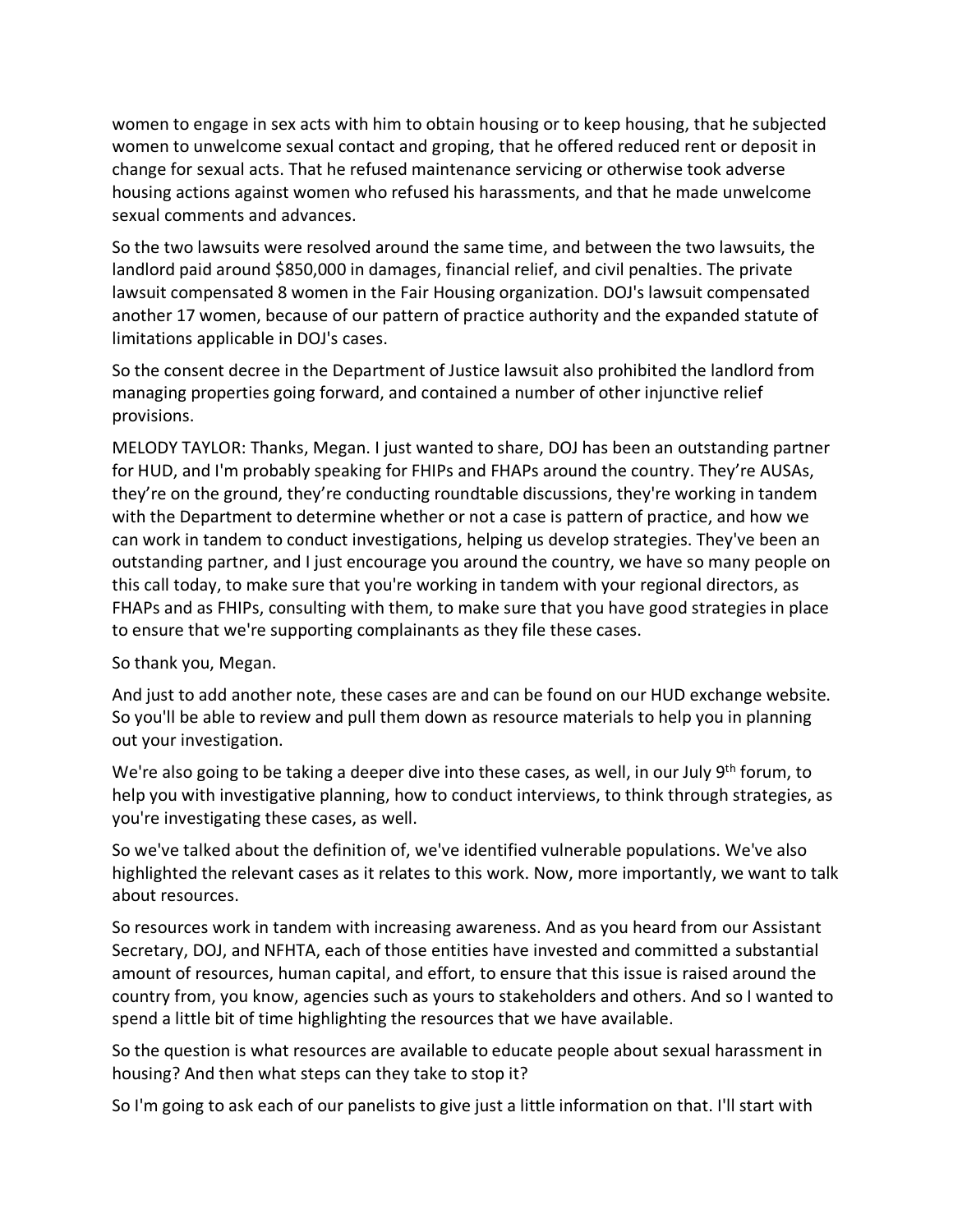women to engage in sex acts with him to obtain housing or to keep housing, that he subjected women to unwelcome sexual contact and groping, that he offered reduced rent or deposit in change for sexual acts. That he refused maintenance servicing or otherwise took adverse housing actions against women who refused his harassments, and that he made unwelcome sexual comments and advances.

So the two lawsuits were resolved around the same time, and between the two lawsuits, the landlord paid around $850,000 in damages, financial relief, and civil penalties. The private lawsuit compensated 8 women in the Fair Housing organization. DOJ's lawsuit compensated another 17 women, because of our pattern of practice authority and the expanded statute of limitations applicable in DOJ's cases.

So the consent decree in the Department of Justice lawsuit also prohibited the landlord from managing properties going forward, and contained a number of other injunctive relief provisions.

MELODY TAYLOR: Thanks, Megan. I just wanted to share, DOJ has been an outstanding partner for HUD, and I'm probably speaking for FHIPs and FHAPs around the country. They're AUSAs, they're on the ground, they're conducting roundtable discussions, they're working in tandem with the Department to determine whether or not a case is pattern of practice, and how we can work in tandem to conduct investigations, helping us develop strategies. They've been an outstanding partner, and I just encourage you around the country, we have so many people on this call today, to make sure that you're working in tandem with your regional directors, as FHAPs and as FHIPs, consulting with them, to make sure that you have good strategies in place to ensure that we're supporting complainants as they file these cases.

So thank you, Megan.

And just to add another note, these cases are and can be found on our HUD exchange website. So you'll be able to review and pull them down as resource materials to help you in planning out your investigation.

We're also going to be taking a deeper dive into these cases, as well, in our July 9th forum, to help you with investigative planning, how to conduct interviews, to think through strategies, as you're investigating these cases, as well.

So we've talked about the definition of, we've identified vulnerable populations. We've also highlighted the relevant cases as it relates to this work. Now, more importantly, we want to talk about resources.

So resources work in tandem with increasing awareness. And as you heard from our Assistant Secretary, DOJ, and NFHTA, each of those entities have invested and committed a substantial amount of resources, human capital, and effort, to ensure that this issue is raised around the country from, you know, agencies such as yours to stakeholders and others. And so I wanted to spend a little bit of time highlighting the resources that we have available.

So the question is what resources are available to educate people about sexual harassment in housing? And then what steps can they take to stop it?

So I'm going to ask each of our panelists to give just a little information on that. I'll start with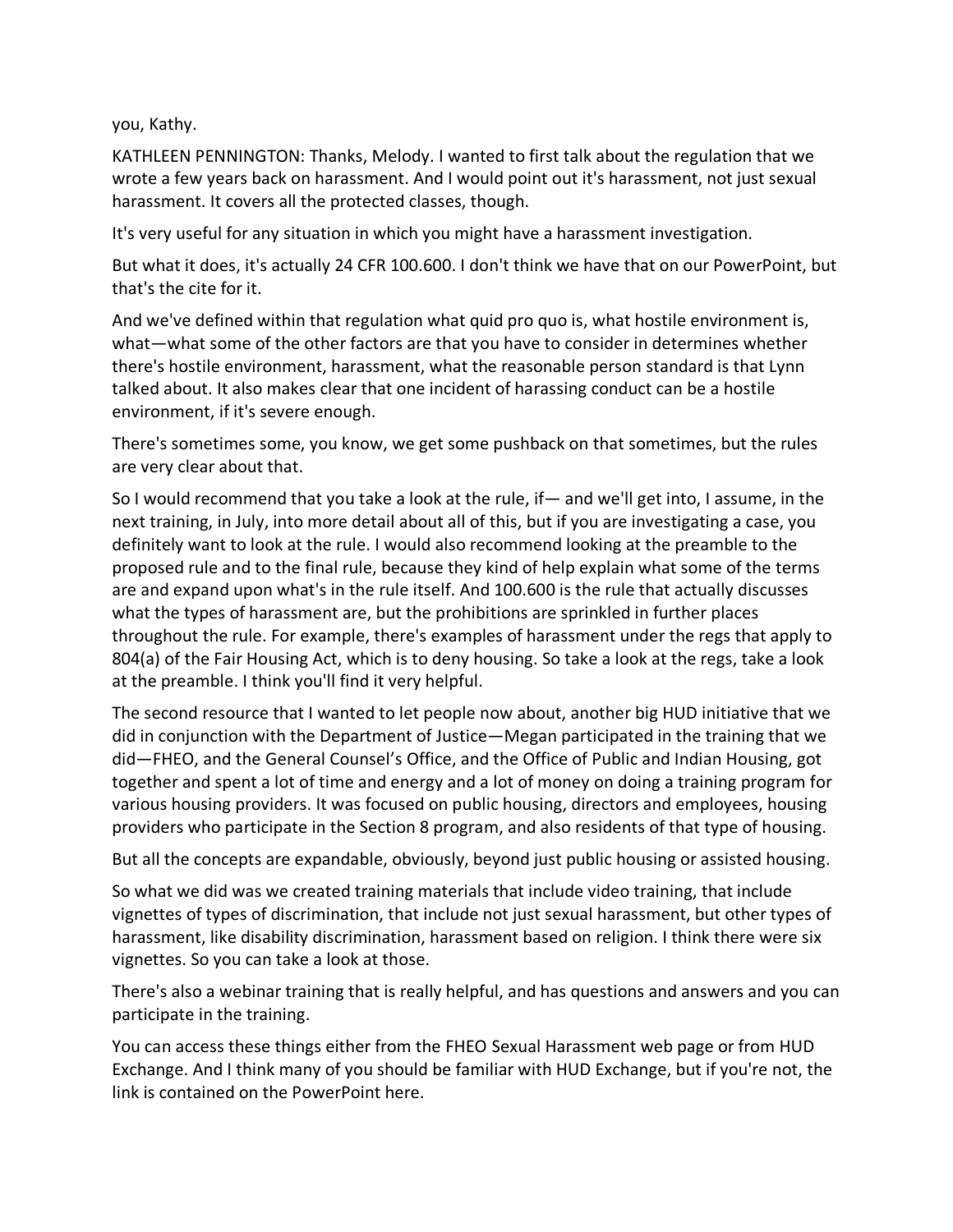you, Kathy.

KATHLEEN PENNINGTON: Thanks, Melody. I wanted to first talk about the regulation that we wrote a few years back on harassment. And I would point out it's harassment, not just sexual harassment. It covers all the protected classes, though.

It's very useful for any situation in which you might have a harassment investigation.

But what it does, it's actually 24 CFR 100.600. I don't think we have that on our PowerPoint, but that's the cite for it.

And we've defined within that regulation what quid pro quo is, what hostile environment is, what—what some of the other factors are that you have to consider in determines whether there's hostile environment, harassment, what the reasonable person standard is that Lynn talked about. It also makes clear that one incident of harassing conduct can be a hostile environment, if it's severe enough.

There's sometimes some, you know, we get some pushback on that sometimes, but the rules are very clear about that.

So I would recommend that you take a look at the rule, if— and we'll get into, I assume, in the next training, in July, into more detail about all of this, but if you are investigating a case, you definitely want to look at the rule. I would also recommend looking at the preamble to the proposed rule and to the final rule, because they kind of help explain what some of the terms are and expand upon what's in the rule itself. And 100.600 is the rule that actually discusses what the types of harassment are, but the prohibitions are sprinkled in further places throughout the rule. For example, there's examples of harassment under the regs that apply to 804(a) of the Fair Housing Act, which is to deny housing. So take a look at the regs, take a look at the preamble. I think you'll find it very helpful.

The second resource that I wanted to let people now about, another big HUD initiative that we did in conjunction with the Department of Justice—Megan participated in the training that we did—FHEO, and the General Counsel's Office, and the Office of Public and Indian Housing, got together and spent a lot of time and energy and a lot of money on doing a training program for various housing providers. It was focused on public housing, directors and employees, housing providers who participate in the Section 8 program, and also residents of that type of housing.

But all the concepts are expandable, obviously, beyond just public housing or assisted housing.

So what we did was we created training materials that include video training, that include vignettes of types of discrimination, that include not just sexual harassment, but other types of harassment, like disability discrimination, harassment based on religion. I think there were six vignettes. So you can take a look at those.

There's also a webinar training that is really helpful, and has questions and answers and you can participate in the training.

You can access these things either from the FHEO Sexual Harassment web page or from HUD Exchange. And I think many of you should be familiar with HUD Exchange, but if you're not, the link is contained on the PowerPoint here.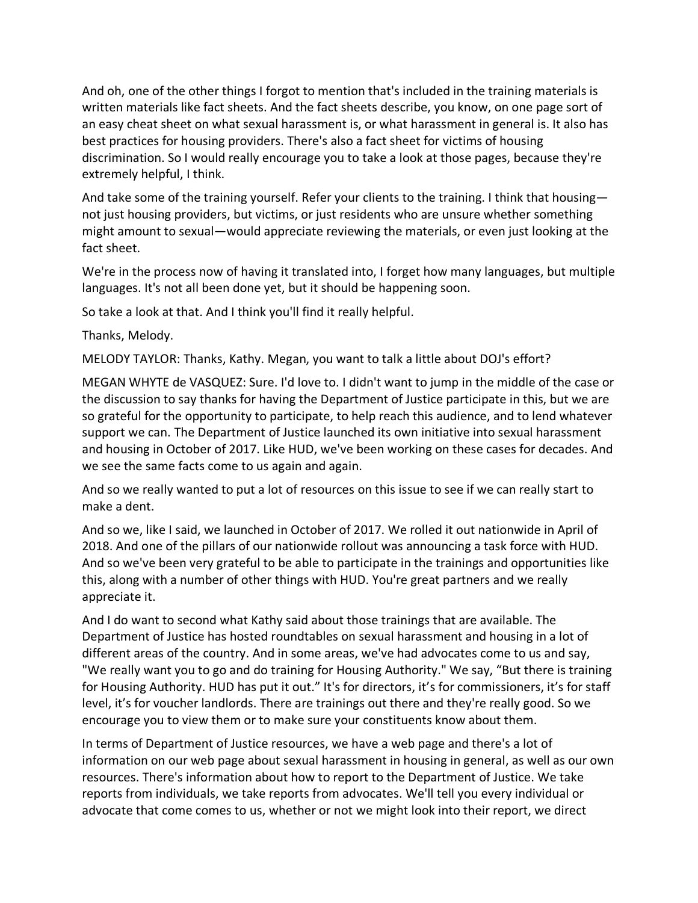And oh, one of the other things I forgot to mention that's included in the training materials is written materials like fact sheets. And the fact sheets describe, you know, on one page sort of an easy cheat sheet on what sexual harassment is, or what harassment in general is. It also has best practices for housing providers. There's also a fact sheet for victims of housing discrimination. So I would really encourage you to take a look at those pages, because they're extremely helpful, I think.

And take some of the training yourself. Refer your clients to the training. I think that housing—not just housing providers, but victims, or just residents who are unsure whether something might amount to sexual—would appreciate reviewing the materials, or even just looking at the fact sheet.

We're in the process now of having it translated into, I forget how many languages, but multiple languages. It's not all been done yet, but it should be happening soon.

So take a look at that. And I think you'll find it really helpful.

Thanks, Melody.

MELODY TAYLOR: Thanks, Kathy. Megan, you want to talk a little about DOJ's effort?

MEGAN WHYTE de VASQUEZ: Sure. I'd love to. I didn't want to jump in the middle of the case or the discussion to say thanks for having the Department of Justice participate in this, but we are so grateful for the opportunity to participate, to help reach this audience, and to lend whatever support we can. The Department of Justice launched its own initiative into sexual harassment and housing in October of 2017. Like HUD, we've been working on these cases for decades. And we see the same facts come to us again and again.

And so we really wanted to put a lot of resources on this issue to see if we can really start to make a dent.

And so we, like I said, we launched in October of 2017. We rolled it out nationwide in April of 2018. And one of the pillars of our nationwide rollout was announcing a task force with HUD. And so we've been very grateful to be able to participate in the trainings and opportunities like this, along with a number of other things with HUD. You're great partners and we really appreciate it.

And I do want to second what Kathy said about those trainings that are available. The Department of Justice has hosted roundtables on sexual harassment and housing in a lot of different areas of the country. And in some areas, we've had advocates come to us and say, "We really want you to go and do training for Housing Authority." We say, "But there is training for Housing Authority. HUD has put it out." It's for directors, it's for commissioners, it's for staff level, it's for voucher landlords. There are trainings out there and they're really good. So we encourage you to view them or to make sure your constituents know about them.

In terms of Department of Justice resources, we have a web page and there's a lot of information on our web page about sexual harassment in housing in general, as well as our own resources. There's information about how to report to the Department of Justice. We take reports from individuals, we take reports from advocates. We'll tell you every individual or advocate that come comes to us, whether or not we might look into their report, we direct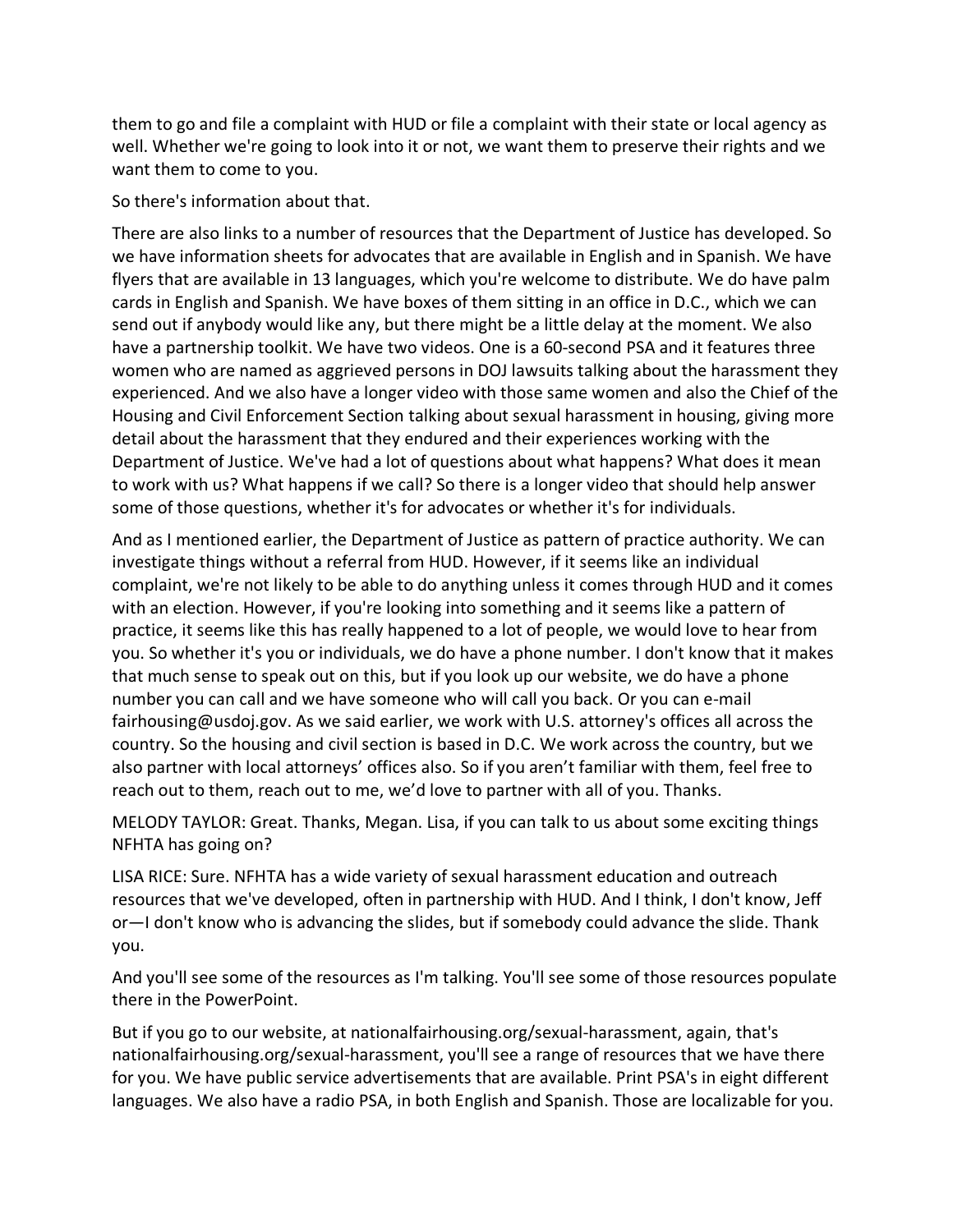them to go and file a complaint with HUD or file a complaint with their state or local agency as well. Whether we're going to look into it or not, we want them to preserve their rights and we want them to come to you.

So there's information about that.

There are also links to a number of resources that the Department of Justice has developed. So we have information sheets for advocates that are available in English and in Spanish. We have flyers that are available in 13 languages, which you're welcome to distribute. We do have palm cards in English and Spanish. We have boxes of them sitting in an office in D.C., which we can send out if anybody would like any, but there might be a little delay at the moment. We also have a partnership toolkit. We have two videos. One is a 60-second PSA and it features three women who are named as aggrieved persons in DOJ lawsuits talking about the harassment they experienced. And we also have a longer video with those same women and also the Chief of the Housing and Civil Enforcement Section talking about sexual harassment in housing, giving more detail about the harassment that they endured and their experiences working with the Department of Justice. We've had a lot of questions about what happens? What does it mean to work with us? What happens if we call? So there is a longer video that should help answer some of those questions, whether it's for advocates or whether it's for individuals.

And as I mentioned earlier, the Department of Justice as pattern of practice authority. We can investigate things without a referral from HUD. However, if it seems like an individual complaint, we're not likely to be able to do anything unless it comes through HUD and it comes with an election. However, if you're looking into something and it seems like a pattern of practice, it seems like this has really happened to a lot of people, we would love to hear from you. So whether it's you or individuals, we do have a phone number. I don't know that it makes that much sense to speak out on this, but if you look up our website, we do have a phone number you can call and we have someone who will call you back. Or you can e-mail fairhousing@usdoj.gov. As we said earlier, we work with U.S. attorney's offices all across the country. So the housing and civil section is based in D.C. We work across the country, but we also partner with local attorneys' offices also. So if you aren't familiar with them, feel free to reach out to them, reach out to me, we'd love to partner with all of you. Thanks.

MELODY TAYLOR: Great. Thanks, Megan. Lisa, if you can talk to us about some exciting things NFHTA has going on?

LISA RICE: Sure. NFHTA has a wide variety of sexual harassment education and outreach resources that we've developed, often in partnership with HUD. And I think, I don't know, Jeff or—I don't know who is advancing the slides, but if somebody could advance the slide. Thank you.

And you'll see some of the resources as I'm talking. You'll see some of those resources populate there in the PowerPoint.

But if you go to our website, at nationalfairhousing.org/sexual-harassment, again, that's nationalfairhousing.org/sexual-harassment, you'll see a range of resources that we have there for you. We have public service advertisements that are available. Print PSA's in eight different languages. We also have a radio PSA, in both English and Spanish. Those are localizable for you.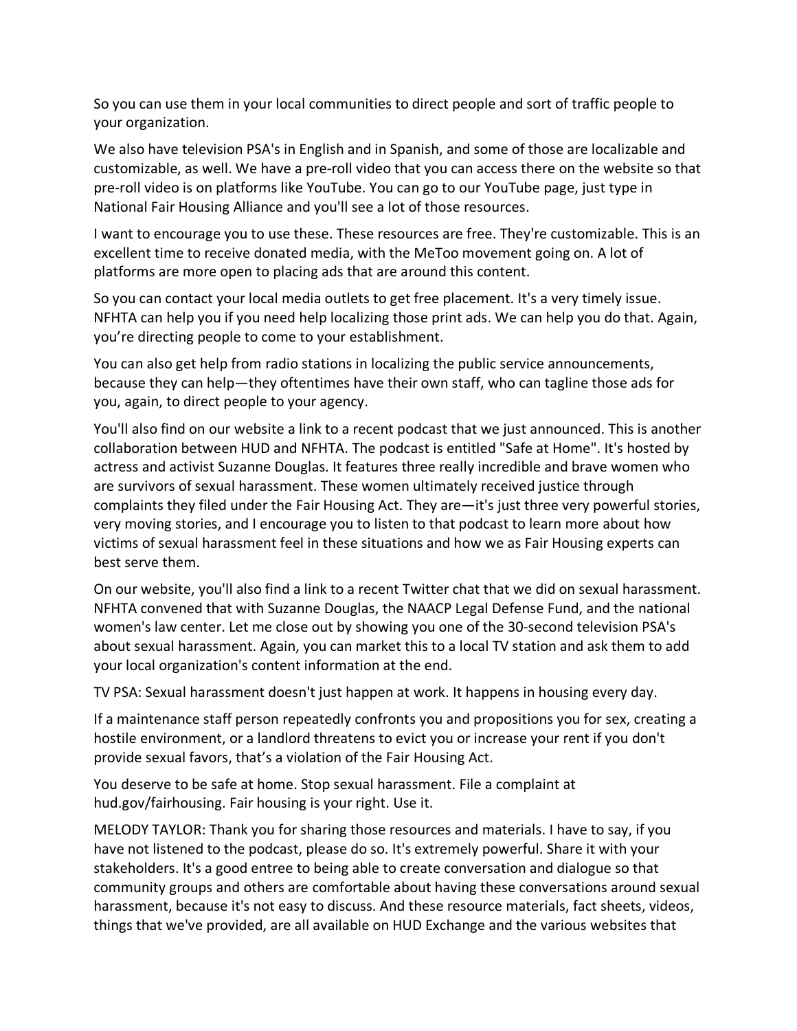So you can use them in your local communities to direct people and sort of traffic people to your organization.

We also have television PSA's in English and in Spanish, and some of those are localizable and customizable, as well. We have a pre-roll video that you can access there on the website so that pre-roll video is on platforms like YouTube. You can go to our YouTube page, just type in National Fair Housing Alliance and you'll see a lot of those resources.

I want to encourage you to use these. These resources are free. They're customizable. This is an excellent time to receive donated media, with the MeToo movement going on. A lot of platforms are more open to placing ads that are around this content.

So you can contact your local media outlets to get free placement. It's a very timely issue. NFHTA can help you if you need help localizing those print ads. We can help you do that. Again, you're directing people to come to your establishment.

You can also get help from radio stations in localizing the public service announcements, because they can help—they oftentimes have their own staff, who can tagline those ads for you, again, to direct people to your agency.

You'll also find on our website a link to a recent podcast that we just announced. This is another collaboration between HUD and NFHTA. The podcast is entitled "Safe at Home". It's hosted by actress and activist Suzanne Douglas. It features three really incredible and brave women who are survivors of sexual harassment. These women ultimately received justice through complaints they filed under the Fair Housing Act. They are—it's just three very powerful stories, very moving stories, and I encourage you to listen to that podcast to learn more about how victims of sexual harassment feel in these situations and how we as Fair Housing experts can best serve them.

On our website, you'll also find a link to a recent Twitter chat that we did on sexual harassment. NFHTA convened that with Suzanne Douglas, the NAACP Legal Defense Fund, and the national women's law center. Let me close out by showing you one of the 30-second television PSA's about sexual harassment. Again, you can market this to a local TV station and ask them to add your local organization's content information at the end.

TV PSA: Sexual harassment doesn't just happen at work. It happens in housing every day.

If a maintenance staff person repeatedly confronts you and propositions you for sex, creating a hostile environment, or a landlord threatens to evict you or increase your rent if you don't provide sexual favors, that's a violation of the Fair Housing Act.

You deserve to be safe at home. Stop sexual harassment. File a complaint at hud.gov/fairhousing. Fair housing is your right. Use it.

MELODY TAYLOR: Thank you for sharing those resources and materials. I have to say, if you have not listened to the podcast, please do so. It's extremely powerful. Share it with your stakeholders. It's a good entree to being able to create conversation and dialogue so that community groups and others are comfortable about having these conversations around sexual harassment, because it's not easy to discuss. And these resource materials, fact sheets, videos, things that we've provided, are all available on HUD Exchange and the various websites that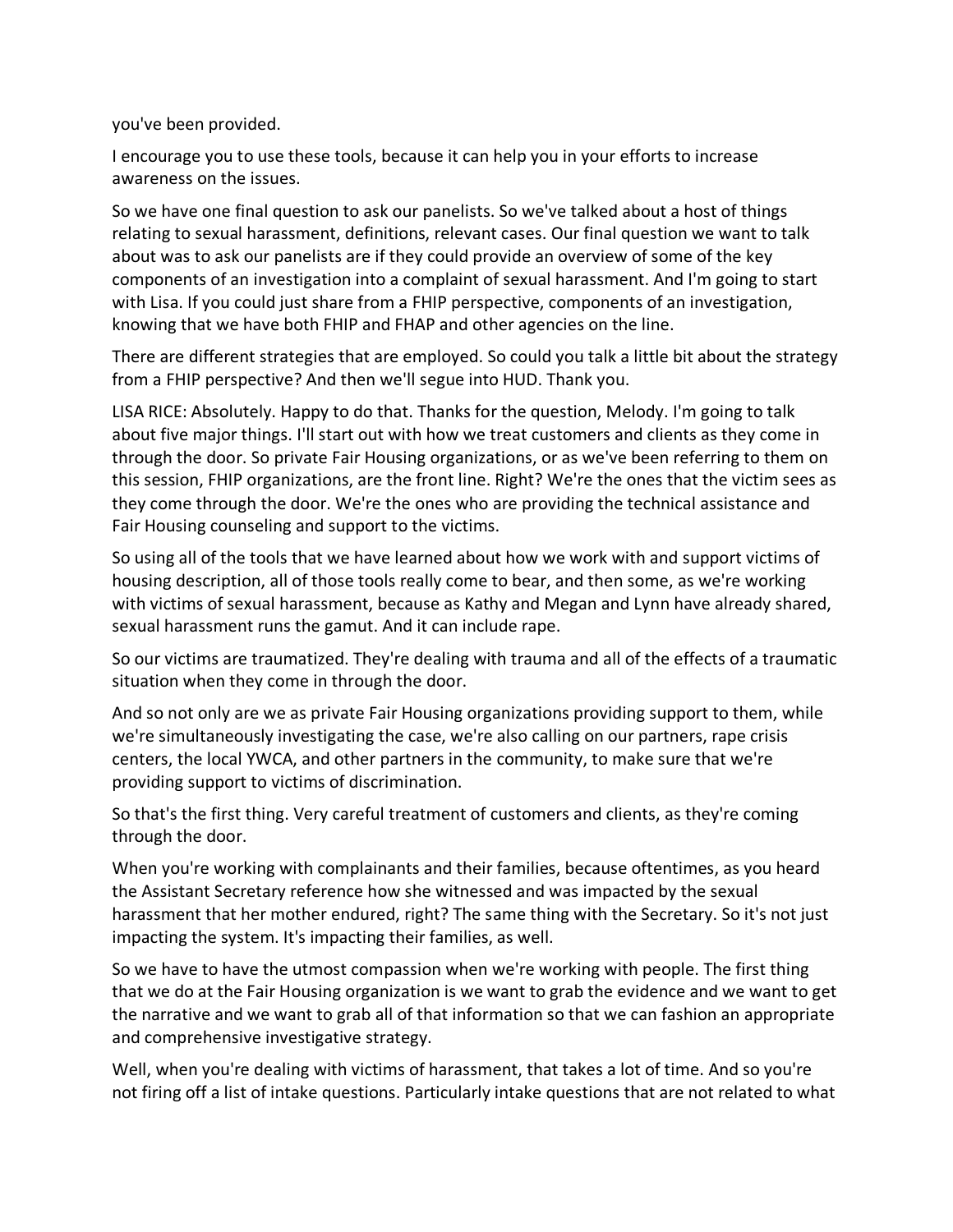you've been provided.

I encourage you to use these tools, because it can help you in your efforts to increase awareness on the issues.

So we have one final question to ask our panelists. So we've talked about a host of things relating to sexual harassment, definitions, relevant cases. Our final question we want to talk about was to ask our panelists are if they could provide an overview of some of the key components of an investigation into a complaint of sexual harassment. And I'm going to start with Lisa. If you could just share from a FHIP perspective, components of an investigation, knowing that we have both FHIP and FHAP and other agencies on the line.

There are different strategies that are employed. So could you talk a little bit about the strategy from a FHIP perspective? And then we'll segue into HUD. Thank you.

LISA RICE: Absolutely. Happy to do that. Thanks for the question, Melody. I'm going to talk about five major things. I'll start out with how we treat customers and clients as they come in through the door. So private Fair Housing organizations, or as we've been referring to them on this session, FHIP organizations, are the front line. Right? We're the ones that the victim sees as they come through the door. We're the ones who are providing the technical assistance and Fair Housing counseling and support to the victims.

So using all of the tools that we have learned about how we work with and support victims of housing description, all of those tools really come to bear, and then some, as we're working with victims of sexual harassment, because as Kathy and Megan and Lynn have already shared, sexual harassment runs the gamut. And it can include rape.

So our victims are traumatized. They're dealing with trauma and all of the effects of a traumatic situation when they come in through the door.

And so not only are we as private Fair Housing organizations providing support to them, while we're simultaneously investigating the case, we're also calling on our partners, rape crisis centers, the local YWCA, and other partners in the community, to make sure that we're providing support to victims of discrimination.

So that's the first thing. Very careful treatment of customers and clients, as they're coming through the door.

When you're working with complainants and their families, because oftentimes, as you heard the Assistant Secretary reference how she witnessed and was impacted by the sexual harassment that her mother endured, right? The same thing with the Secretary. So it's not just impacting the system. It's impacting their families, as well.

So we have to have the utmost compassion when we're working with people. The first thing that we do at the Fair Housing organization is we want to grab the evidence and we want to get the narrative and we want to grab all of that information so that we can fashion an appropriate and comprehensive investigative strategy.

Well, when you're dealing with victims of harassment, that takes a lot of time. And so you're not firing off a list of intake questions. Particularly intake questions that are not related to what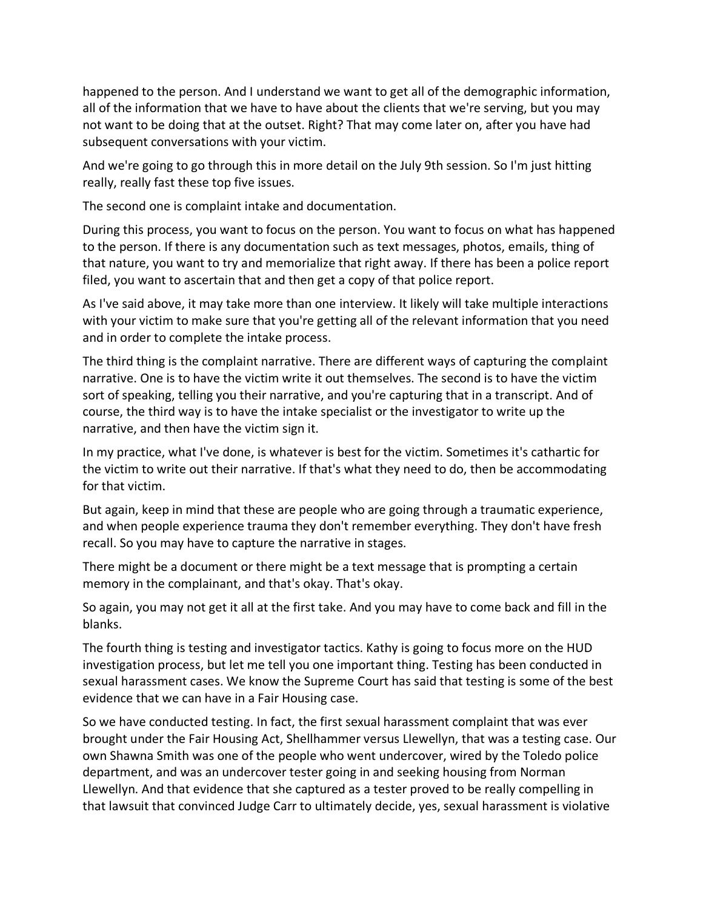happened to the person. And I understand we want to get all of the demographic information, all of the information that we have to have about the clients that we're serving, but you may not want to be doing that at the outset. Right? That may come later on, after you have had subsequent conversations with your victim.

And we're going to go through this in more detail on the July 9th session. So I'm just hitting really, really fast these top five issues.

The second one is complaint intake and documentation.

During this process, you want to focus on the person. You want to focus on what has happened to the person. If there is any documentation such as text messages, photos, emails, thing of that nature, you want to try and memorialize that right away. If there has been a police report filed, you want to ascertain that and then get a copy of that police report.

As I've said above, it may take more than one interview. It likely will take multiple interactions with your victim to make sure that you're getting all of the relevant information that you need and in order to complete the intake process.

The third thing is the complaint narrative. There are different ways of capturing the complaint narrative. One is to have the victim write it out themselves. The second is to have the victim sort of speaking, telling you their narrative, and you're capturing that in a transcript. And of course, the third way is to have the intake specialist or the investigator to write up the narrative, and then have the victim sign it.

In my practice, what I've done, is whatever is best for the victim. Sometimes it's cathartic for the victim to write out their narrative. If that's what they need to do, then be accommodating for that victim.

But again, keep in mind that these are people who are going through a traumatic experience, and when people experience trauma they don't remember everything. They don't have fresh recall. So you may have to capture the narrative in stages.

There might be a document or there might be a text message that is prompting a certain memory in the complainant, and that's okay. That's okay.

So again, you may not get it all at the first take. And you may have to come back and fill in the blanks.

The fourth thing is testing and investigator tactics. Kathy is going to focus more on the HUD investigation process, but let me tell you one important thing. Testing has been conducted in sexual harassment cases. We know the Supreme Court has said that testing is some of the best evidence that we can have in a Fair Housing case.

So we have conducted testing. In fact, the first sexual harassment complaint that was ever brought under the Fair Housing Act, Shellhammer versus Llewellyn, that was a testing case. Our own Shawna Smith was one of the people who went undercover, wired by the Toledo police department, and was an undercover tester going in and seeking housing from Norman Llewellyn. And that evidence that she captured as a tester proved to be really compelling in that lawsuit that convinced Judge Carr to ultimately decide, yes, sexual harassment is violative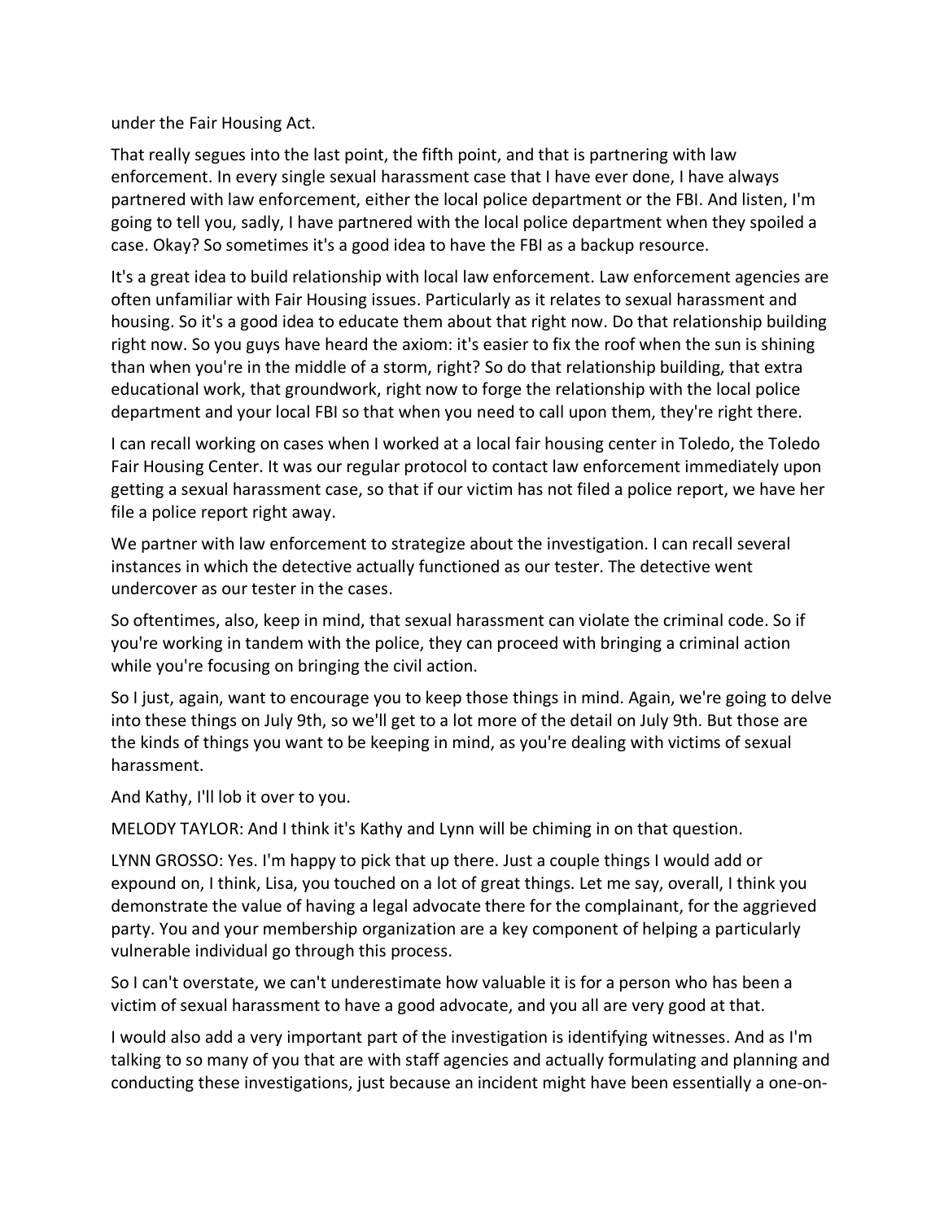under the Fair Housing Act.

That really segues into the last point, the fifth point, and that is partnering with law enforcement. In every single sexual harassment case that I have ever done, I have always partnered with law enforcement, either the local police department or the FBI. And listen, I'm going to tell you, sadly, I have partnered with the local police department when they spoiled a case. Okay? So sometimes it's a good idea to have the FBI as a backup resource.

It's a great idea to build relationship with local law enforcement. Law enforcement agencies are often unfamiliar with Fair Housing issues. Particularly as it relates to sexual harassment and housing. So it's a good idea to educate them about that right now. Do that relationship building right now. So you guys have heard the axiom: it's easier to fix the roof when the sun is shining than when you're in the middle of a storm, right? So do that relationship building, that extra educational work, that groundwork, right now to forge the relationship with the local police department and your local FBI so that when you need to call upon them, they're right there.

I can recall working on cases when I worked at a local fair housing center in Toledo, the Toledo Fair Housing Center. It was our regular protocol to contact law enforcement immediately upon getting a sexual harassment case, so that if our victim has not filed a police report, we have her file a police report right away.

We partner with law enforcement to strategize about the investigation. I can recall several instances in which the detective actually functioned as our tester. The detective went undercover as our tester in the cases.

So oftentimes, also, keep in mind, that sexual harassment can violate the criminal code. So if you're working in tandem with the police, they can proceed with bringing a criminal action while you're focusing on bringing the civil action.

So I just, again, want to encourage you to keep those things in mind. Again, we're going to delve into these things on July 9th, so we'll get to a lot more of the detail on July 9th. But those are the kinds of things you want to be keeping in mind, as you're dealing with victims of sexual harassment.

And Kathy, I'll lob it over to you.

MELODY TAYLOR: And I think it's Kathy and Lynn will be chiming in on that question.

LYNN GROSSO: Yes. I'm happy to pick that up there. Just a couple things I would add or expound on, I think, Lisa, you touched on a lot of great things. Let me say, overall, I think you demonstrate the value of having a legal advocate there for the complainant, for the aggrieved party. You and your membership organization are a key component of helping a particularly vulnerable individual go through this process.

So I can't overstate, we can't underestimate how valuable it is for a person who has been a victim of sexual harassment to have a good advocate, and you all are very good at that.

I would also add a very important part of the investigation is identifying witnesses. And as I'm talking to so many of you that are with staff agencies and actually formulating and planning and conducting these investigations, just because an incident might have been essentially a one-on-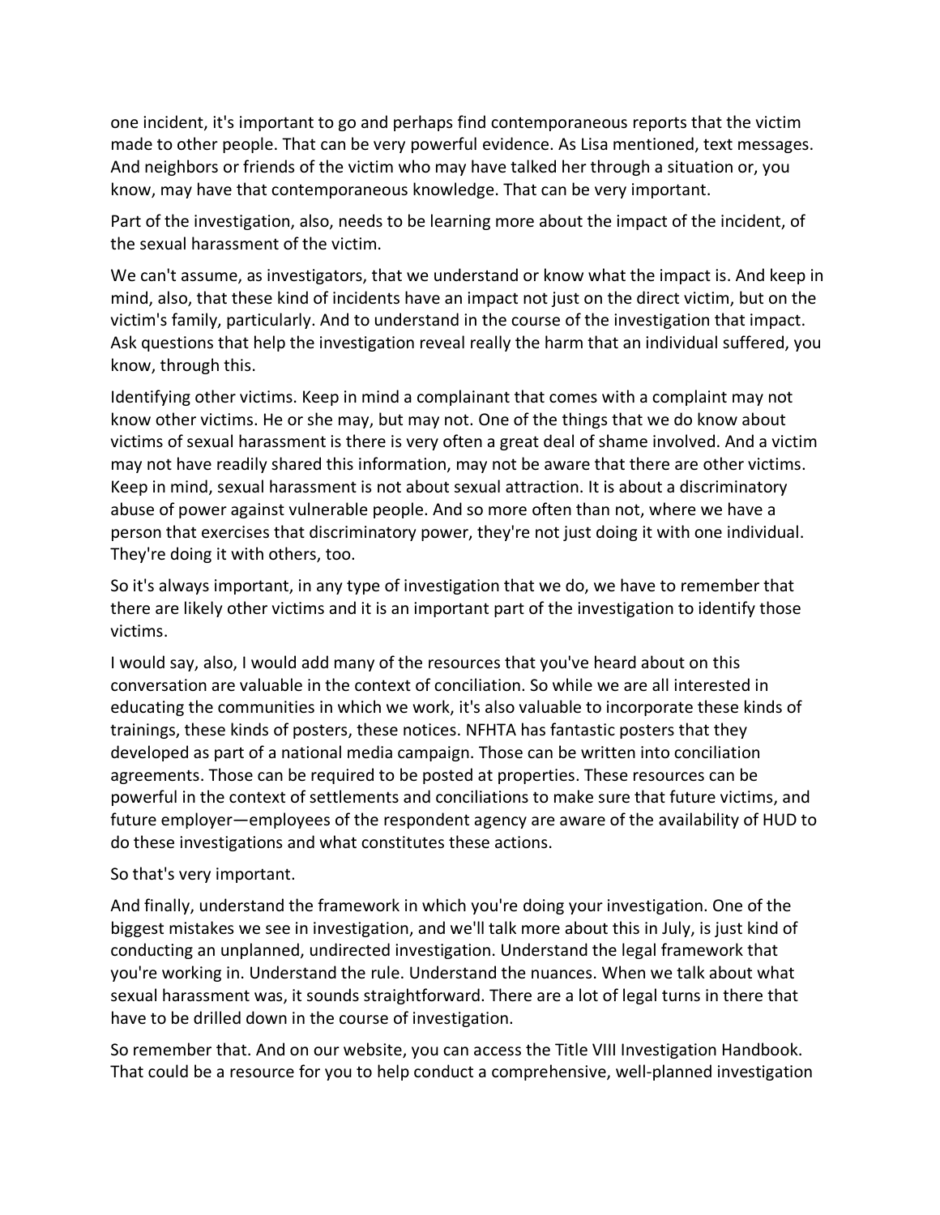one incident, it's important to go and perhaps find contemporaneous reports that the victim made to other people. That can be very powerful evidence. As Lisa mentioned, text messages. And neighbors or friends of the victim who may have talked her through a situation or, you know, may have that contemporaneous knowledge. That can be very important.

Part of the investigation, also, needs to be learning more about the impact of the incident, of the sexual harassment of the victim.

We can't assume, as investigators, that we understand or know what the impact is. And keep in mind, also, that these kind of incidents have an impact not just on the direct victim, but on the victim's family, particularly. And to understand in the course of the investigation that impact. Ask questions that help the investigation reveal really the harm that an individual suffered, you know, through this.

Identifying other victims. Keep in mind a complainant that comes with a complaint may not know other victims. He or she may, but may not. One of the things that we do know about victims of sexual harassment is there is very often a great deal of shame involved. And a victim may not have readily shared this information, may not be aware that there are other victims. Keep in mind, sexual harassment is not about sexual attraction. It is about a discriminatory abuse of power against vulnerable people. And so more often than not, where we have a person that exercises that discriminatory power, they're not just doing it with one individual. They're doing it with others, too.

So it's always important, in any type of investigation that we do, we have to remember that there are likely other victims and it is an important part of the investigation to identify those victims.

I would say, also, I would add many of the resources that you've heard about on this conversation are valuable in the context of conciliation. So while we are all interested in educating the communities in which we work, it's also valuable to incorporate these kinds of trainings, these kinds of posters, these notices. NFHTA has fantastic posters that they developed as part of a national media campaign. Those can be written into conciliation agreements. Those can be required to be posted at properties. These resources can be powerful in the context of settlements and conciliations to make sure that future victims, and future employer—employees of the respondent agency are aware of the availability of HUD to do these investigations and what constitutes these actions.

So that's very important.

And finally, understand the framework in which you're doing your investigation. One of the biggest mistakes we see in investigation, and we'll talk more about this in July, is just kind of conducting an unplanned, undirected investigation. Understand the legal framework that you're working in. Understand the rule. Understand the nuances. When we talk about what sexual harassment was, it sounds straightforward. There are a lot of legal turns in there that have to be drilled down in the course of investigation.

So remember that. And on our website, you can access the Title VIII Investigation Handbook. That could be a resource for you to help conduct a comprehensive, well-planned investigation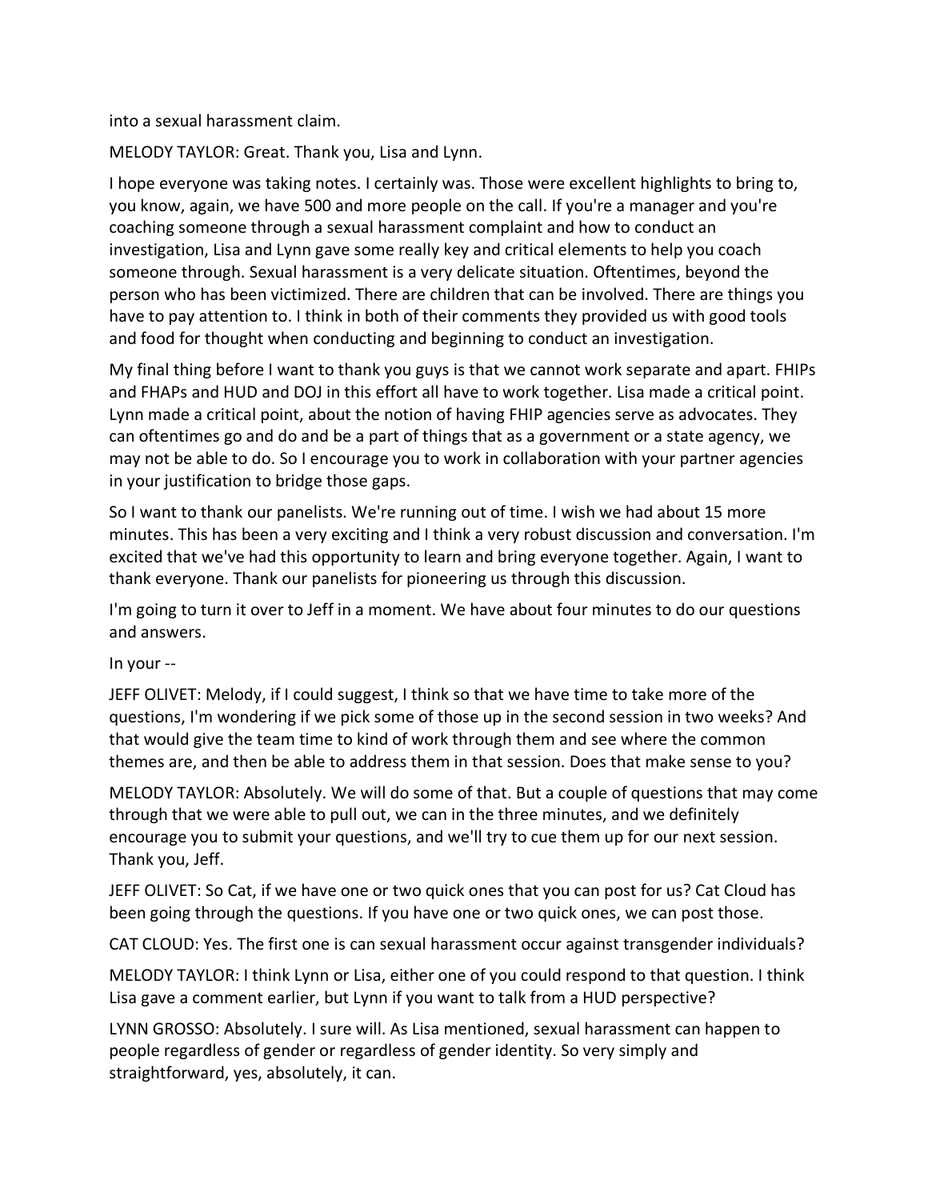into a sexual harassment claim.

MELODY TAYLOR: Great. Thank you, Lisa and Lynn.

I hope everyone was taking notes. I certainly was. Those were excellent highlights to bring to, you know, again, we have 500 and more people on the call. If you're a manager and you're coaching someone through a sexual harassment complaint and how to conduct an investigation, Lisa and Lynn gave some really key and critical elements to help you coach someone through. Sexual harassment is a very delicate situation. Oftentimes, beyond the person who has been victimized. There are children that can be involved. There are things you have to pay attention to. I think in both of their comments they provided us with good tools and food for thought when conducting and beginning to conduct an investigation.

My final thing before I want to thank you guys is that we cannot work separate and apart. FHIPs and FHAPs and HUD and DOJ in this effort all have to work together. Lisa made a critical point. Lynn made a critical point, about the notion of having FHIP agencies serve as advocates. They can oftentimes go and do and be a part of things that as a government or a state agency, we may not be able to do. So I encourage you to work in collaboration with your partner agencies in your justification to bridge those gaps.

So I want to thank our panelists. We're running out of time. I wish we had about 15 more minutes. This has been a very exciting and I think a very robust discussion and conversation. I'm excited that we've had this opportunity to learn and bring everyone together. Again, I want to thank everyone. Thank our panelists for pioneering us through this discussion.

I'm going to turn it over to Jeff in a moment. We have about four minutes to do our questions and answers.

In your --

JEFF OLIVET: Melody, if I could suggest, I think so that we have time to take more of the questions, I'm wondering if we pick some of those up in the second session in two weeks? And that would give the team time to kind of work through them and see where the common themes are, and then be able to address them in that session. Does that make sense to you?

MELODY TAYLOR: Absolutely. We will do some of that. But a couple of questions that may come through that we were able to pull out, we can in the three minutes, and we definitely encourage you to submit your questions, and we'll try to cue them up for our next session. Thank you, Jeff.

JEFF OLIVET: So Cat, if we have one or two quick ones that you can post for us? Cat Cloud has been going through the questions. If you have one or two quick ones, we can post those.

CAT CLOUD: Yes. The first one is can sexual harassment occur against transgender individuals?

MELODY TAYLOR: I think Lynn or Lisa, either one of you could respond to that question. I think Lisa gave a comment earlier, but Lynn if you want to talk from a HUD perspective?

LYNN GROSSO: Absolutely. I sure will. As Lisa mentioned, sexual harassment can happen to people regardless of gender or regardless of gender identity. So very simply and straightforward, yes, absolutely, it can.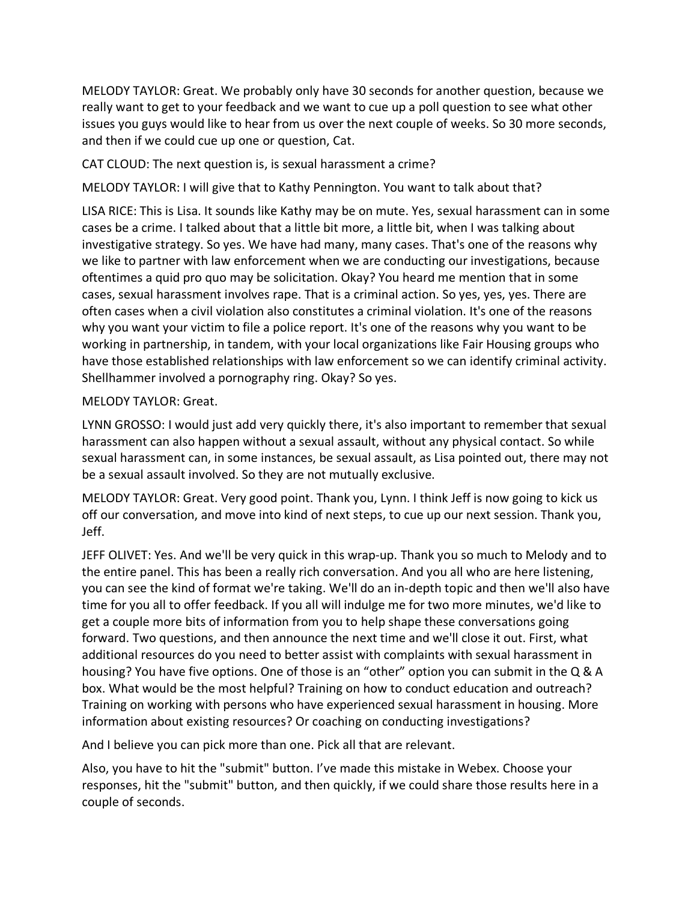MELODY TAYLOR: Great. We probably only have 30 seconds for another question, because we really want to get to your feedback and we want to cue up a poll question to see what other issues you guys would like to hear from us over the next couple of weeks. So 30 more seconds, and then if we could cue up one or question, Cat.

CAT CLOUD: The next question is, is sexual harassment a crime?

MELODY TAYLOR: I will give that to Kathy Pennington. You want to talk about that?

LISA RICE: This is Lisa. It sounds like Kathy may be on mute. Yes, sexual harassment can in some cases be a crime. I talked about that a little bit more, a little bit, when I was talking about investigative strategy. So yes. We have had many, many cases. That's one of the reasons why we like to partner with law enforcement when we are conducting our investigations, because oftentimes a quid pro quo may be solicitation. Okay? You heard me mention that in some cases, sexual harassment involves rape. That is a criminal action. So yes, yes, yes. There are often cases when a civil violation also constitutes a criminal violation. It's one of the reasons why you want your victim to file a police report. It's one of the reasons why you want to be working in partnership, in tandem, with your local organizations like Fair Housing groups who have those established relationships with law enforcement so we can identify criminal activity. Shellhammer involved a pornography ring. Okay? So yes.

MELODY TAYLOR: Great.

LYNN GROSSO: I would just add very quickly there, it's also important to remember that sexual harassment can also happen without a sexual assault, without any physical contact. So while sexual harassment can, in some instances, be sexual assault, as Lisa pointed out, there may not be a sexual assault involved. So they are not mutually exclusive.

MELODY TAYLOR: Great. Very good point. Thank you, Lynn. I think Jeff is now going to kick us off our conversation, and move into kind of next steps, to cue up our next session. Thank you, Jeff.

JEFF OLIVET: Yes. And we'll be very quick in this wrap-up. Thank you so much to Melody and to the entire panel. This has been a really rich conversation. And you all who are here listening, you can see the kind of format we're taking. We'll do an in-depth topic and then we'll also have time for you all to offer feedback. If you all will indulge me for two more minutes, we'd like to get a couple more bits of information from you to help shape these conversations going forward. Two questions, and then announce the next time and we'll close it out. First, what additional resources do you need to better assist with complaints with sexual harassment in housing? You have five options. One of those is an "other" option you can submit in the Q & A box. What would be the most helpful? Training on how to conduct education and outreach? Training on working with persons who have experienced sexual harassment in housing. More information about existing resources? Or coaching on conducting investigations?

And I believe you can pick more than one. Pick all that are relevant.

Also, you have to hit the "submit" button. I've made this mistake in Webex. Choose your responses, hit the "submit" button, and then quickly, if we could share those results here in a couple of seconds.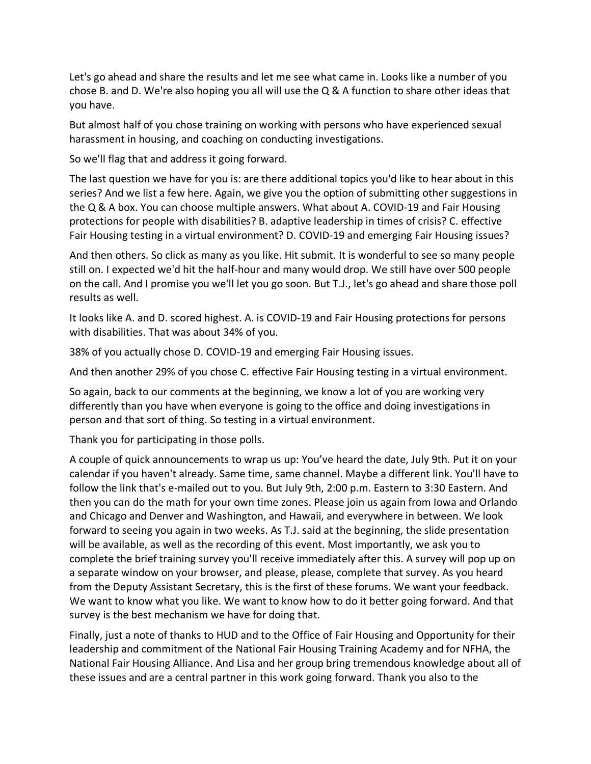Let's go ahead and share the results and let me see what came in. Looks like a number of you chose B. and D. We're also hoping you all will use the Q & A function to share other ideas that you have.

But almost half of you chose training on working with persons who have experienced sexual harassment in housing, and coaching on conducting investigations.

So we'll flag that and address it going forward.

The last question we have for you is: are there additional topics you'd like to hear about in this series? And we list a few here. Again, we give you the option of submitting other suggestions in the Q & A box. You can choose multiple answers. What about A. COVID-19 and Fair Housing protections for people with disabilities? B. adaptive leadership in times of crisis? C. effective Fair Housing testing in a virtual environment? D. COVID-19 and emerging Fair Housing issues?

And then others. So click as many as you like. Hit submit. It is wonderful to see so many people still on. I expected we'd hit the half-hour and many would drop. We still have over 500 people on the call. And I promise you we'll let you go soon. But T.J., let's go ahead and share those poll results as well.

It looks like A. and D. scored highest. A. is COVID-19 and Fair Housing protections for persons with disabilities. That was about 34% of you.

38% of you actually chose D. COVID-19 and emerging Fair Housing issues.

And then another 29% of you chose C. effective Fair Housing testing in a virtual environment.

So again, back to our comments at the beginning, we know a lot of you are working very differently than you have when everyone is going to the office and doing investigations in person and that sort of thing. So testing in a virtual environment.

Thank you for participating in those polls.

A couple of quick announcements to wrap us up: You've heard the date, July 9th. Put it on your calendar if you haven't already. Same time, same channel. Maybe a different link. You'll have to follow the link that's e-mailed out to you. But July 9th, 2:00 p.m. Eastern to 3:30 Eastern. And then you can do the math for your own time zones. Please join us again from Iowa and Orlando and Chicago and Denver and Washington, and Hawaii, and everywhere in between. We look forward to seeing you again in two weeks. As T.J. said at the beginning, the slide presentation will be available, as well as the recording of this event. Most importantly, we ask you to complete the brief training survey you'll receive immediately after this. A survey will pop up on a separate window on your browser, and please, please, complete that survey. As you heard from the Deputy Assistant Secretary, this is the first of these forums. We want your feedback. We want to know what you like. We want to know how to do it better going forward. And that survey is the best mechanism we have for doing that.

Finally, just a note of thanks to HUD and to the Office of Fair Housing and Opportunity for their leadership and commitment of the National Fair Housing Training Academy and for NFHA, the National Fair Housing Alliance. And Lisa and her group bring tremendous knowledge about all of these issues and are a central partner in this work going forward. Thank you also to the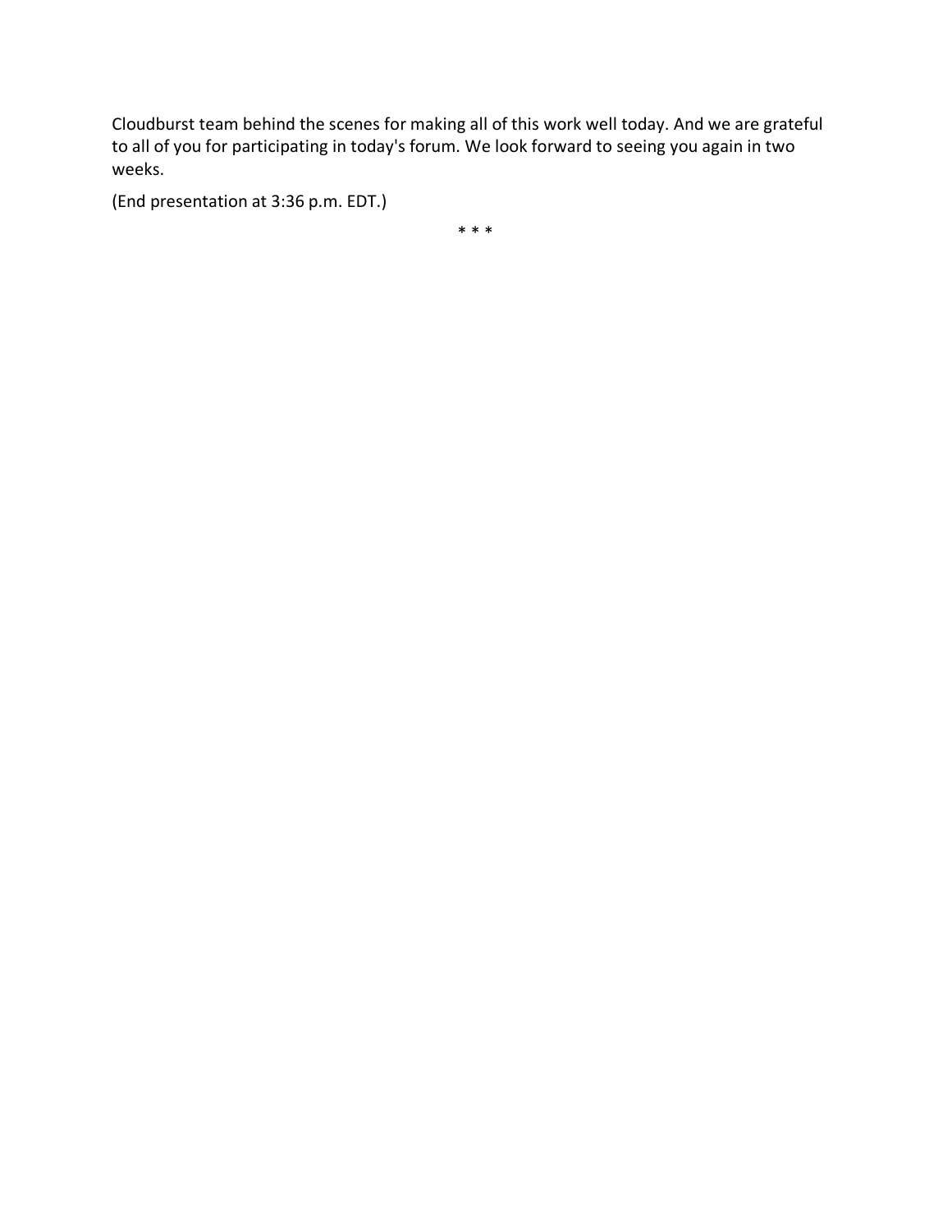Cloudburst team behind the scenes for making all of this work well today. And we are grateful to all of you for participating in today's forum. We look forward to seeing you again in two weeks.

(End presentation at 3:36 p.m. EDT.)

* * *